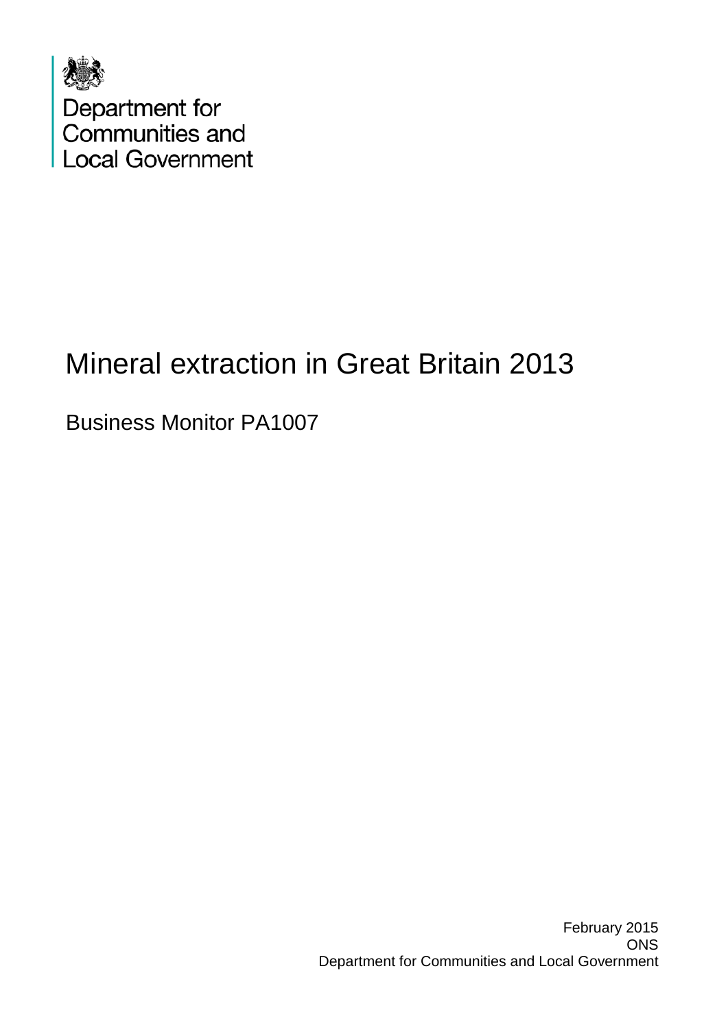Department for Communities and Local Government

# Mineral extraction in Great Britain 2013

Business Monitor PA1007

February 2015
ONS
Department for Communities and Local Government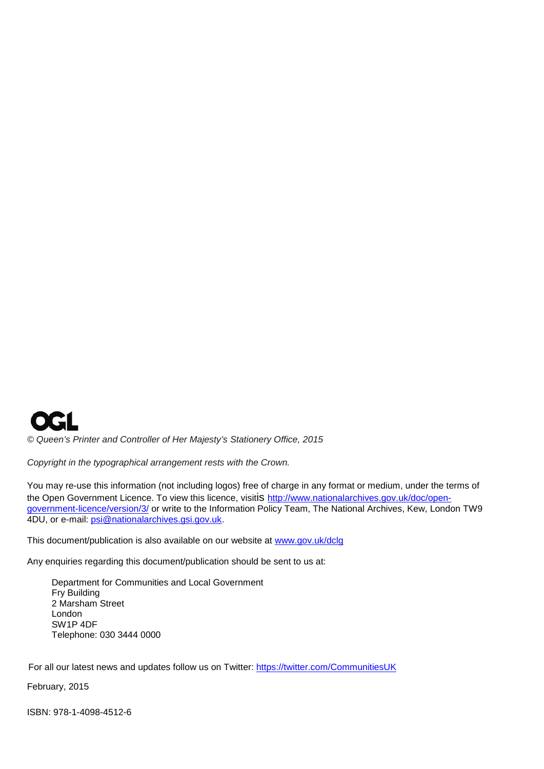OGL

*© Queen's Printer and Controller of Her Majesty's Stationery Office, 2015*

*Copyright in the typographical arrangement rests with the Crown.*

You may re-use this information (not including logos) free of charge in any format or medium, under the terms of the Open Government Licence. To view this licence, visitis http://www.nationalarchives.gov.uk/doc/open-government-licence/version/3/ or write to the Information Policy Team, The National Archives, Kew, London TW9 4DU, or e-mail: psi@nationalarchives.gsi.gov.uk.

This document/publication is also available on our website at www.gov.uk/dclg

Any enquiries regarding this document/publication should be sent to us at:

Department for Communities and Local Government
Fry Building
2 Marsham Street
London
SW1P 4DF
Telephone: 030 3444 0000

For all our latest news and updates follow us on Twitter: https://twitter.com/CommunitiesUK

February, 2015

ISBN: 978-1-4098-4512-6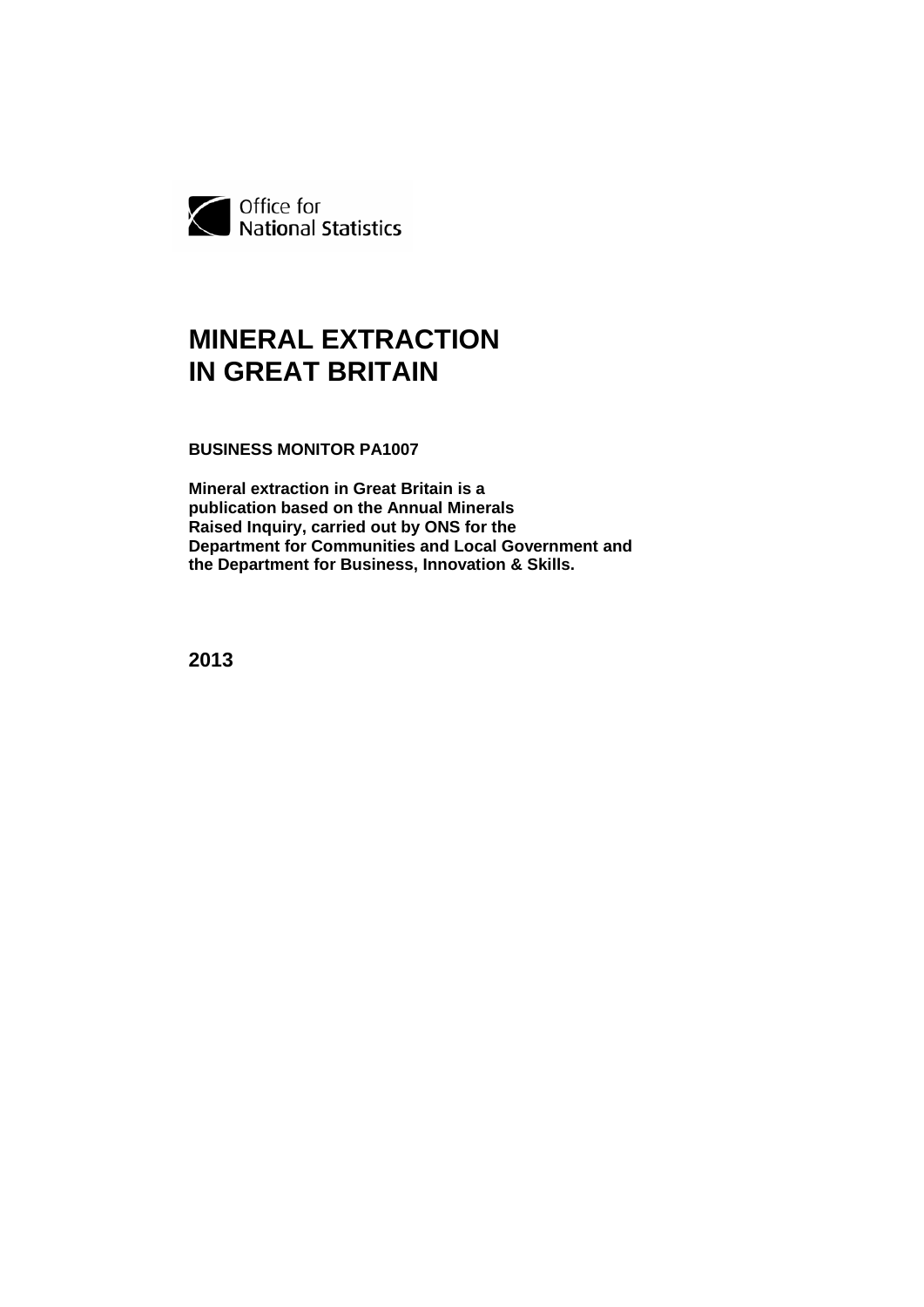Office for
National Statistics

# MINERAL EXTRACTION IN GREAT BRITAIN

**BUSINESS MONITOR PA1007**

**Mineral extraction in Great Britain is a publication based on the Annual Minerals Raised Inquiry, carried out by ONS for the Department for Communities and Local Government and the Department for Business, Innovation & Skills.**

**2013**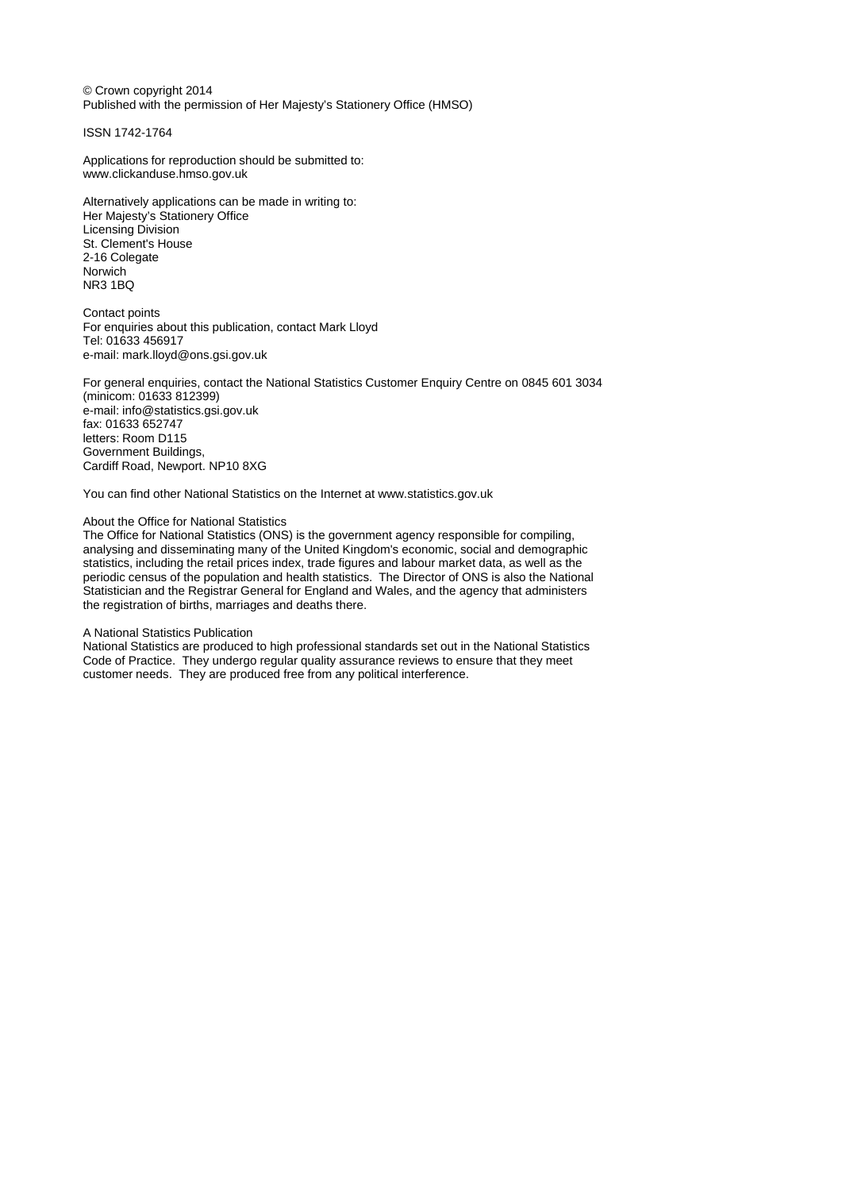© Crown copyright 2014
Published with the permission of Her Majesty's Stationery Office (HMSO)

ISSN 1742-1764

Applications for reproduction should be submitted to:
www.clickanduse.hmso.gov.uk

Alternatively applications can be made in writing to:
Her Majesty's Stationery Office
Licensing Division
St. Clement's House
2-16 Colegate
Norwich
NR3 1BQ

Contact points
For enquiries about this publication, contact Mark Lloyd
Tel: 01633 456917
e-mail: mark.lloyd@ons.gsi.gov.uk

For general enquiries, contact the National Statistics Customer Enquiry Centre on 0845 601 3034
(minicom: 01633 812399)
e-mail: info@statistics.gsi.gov.uk
fax: 01633 652747
letters: Room D115
Government Buildings,
Cardiff Road, Newport. NP10 8XG

You can find other National Statistics on the Internet at www.statistics.gov.uk

About the Office for National Statistics
The Office for National Statistics (ONS) is the government agency responsible for compiling, analysing and disseminating many of the United Kingdom's economic, social and demographic statistics, including the retail prices index, trade figures and labour market data, as well as the periodic census of the population and health statistics. The Director of ONS is also the National Statistician and the Registrar General for England and Wales, and the agency that administers the registration of births, marriages and deaths there.

A National Statistics Publication
National Statistics are produced to high professional standards set out in the National Statistics Code of Practice. They undergo regular quality assurance reviews to ensure that they meet customer needs. They are produced free from any political interference.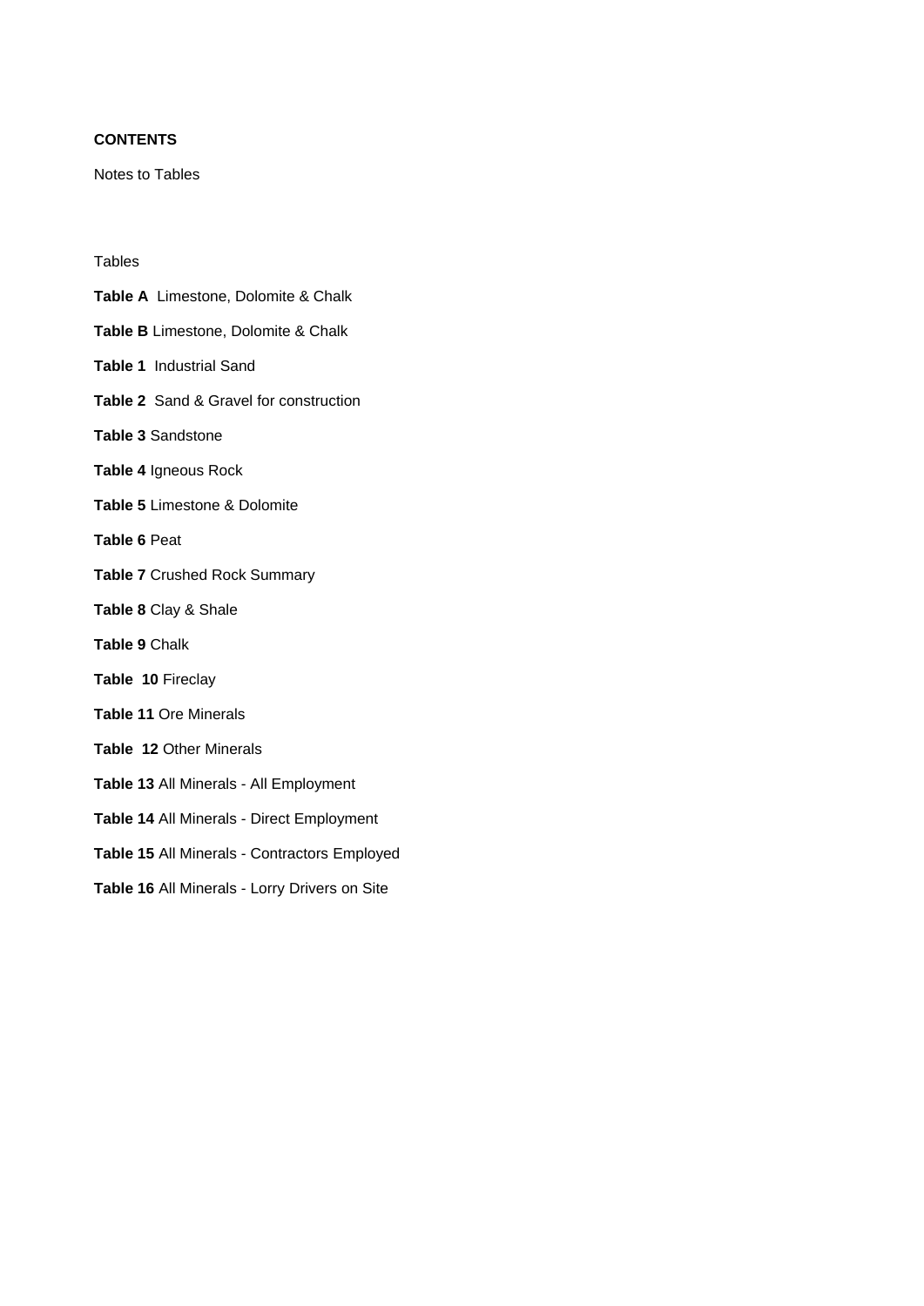**CONTENTS**

Notes to Tables

Tables

**Table A** Limestone, Dolomite & Chalk

**Table B** Limestone, Dolomite & Chalk

**Table 1** Industrial Sand

**Table 2** Sand & Gravel for construction

**Table 3** Sandstone

**Table 4** Igneous Rock

**Table 5** Limestone & Dolomite

**Table 6** Peat

**Table 7** Crushed Rock Summary

**Table 8** Clay & Shale

**Table 9** Chalk

**Table 10** Fireclay

**Table 11** Ore Minerals

**Table 12** Other Minerals

**Table 13** All Minerals - All Employment

**Table 14** All Minerals - Direct Employment

**Table 15** All Minerals - Contractors Employed

**Table 16** All Minerals - Lorry Drivers on Site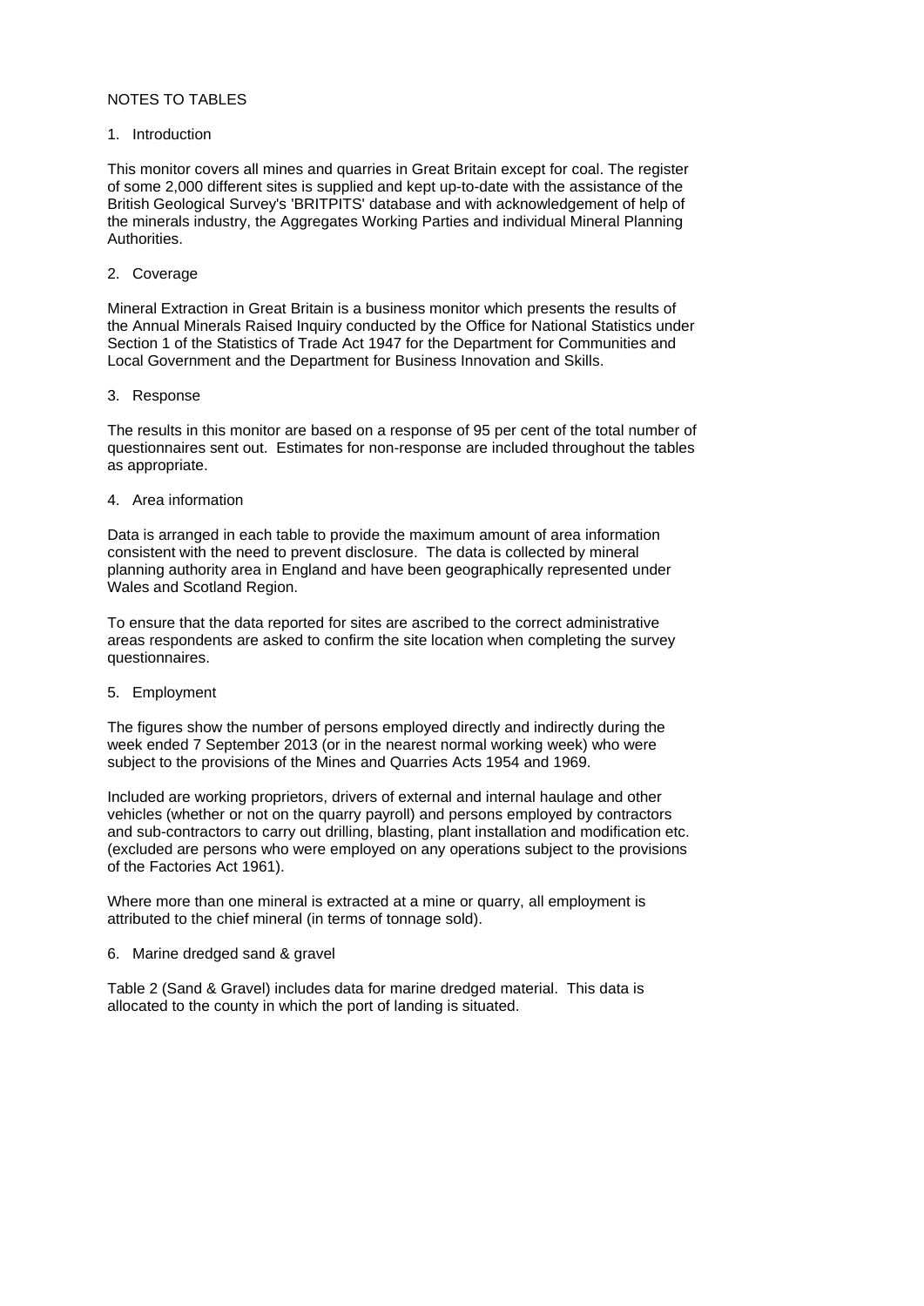# NOTES TO TABLES

## 1. Introduction

This monitor covers all mines and quarries in Great Britain except for coal. The register of some 2,000 different sites is supplied and kept up-to-date with the assistance of the British Geological Survey's 'BRITPITS' database and with acknowledgement of help of the minerals industry, the Aggregates Working Parties and individual Mineral Planning Authorities.

## 2. Coverage

Mineral Extraction in Great Britain is a business monitor which presents the results of the Annual Minerals Raised Inquiry conducted by the Office for National Statistics under Section 1 of the Statistics of Trade Act 1947 for the Department for Communities and Local Government and the Department for Business Innovation and Skills.

## 3. Response

The results in this monitor are based on a response of 95 per cent of the total number of questionnaires sent out. Estimates for non-response are included throughout the tables as appropriate.

## 4. Area information

Data is arranged in each table to provide the maximum amount of area information consistent with the need to prevent disclosure. The data is collected by mineral planning authority area in England and have been geographically represented under Wales and Scotland Region.

To ensure that the data reported for sites are ascribed to the correct administrative areas respondents are asked to confirm the site location when completing the survey questionnaires.

## 5. Employment

The figures show the number of persons employed directly and indirectly during the week ended 7 September 2013 (or in the nearest normal working week) who were subject to the provisions of the Mines and Quarries Acts 1954 and 1969.

Included are working proprietors, drivers of external and internal haulage and other vehicles (whether or not on the quarry payroll) and persons employed by contractors and sub-contractors to carry out drilling, blasting, plant installation and modification etc. (excluded are persons who were employed on any operations subject to the provisions of the Factories Act 1961).

Where more than one mineral is extracted at a mine or quarry, all employment is attributed to the chief mineral (in terms of tonnage sold).

## 6. Marine dredged sand & gravel

Table 2 (Sand & Gravel) includes data for marine dredged material. This data is allocated to the county in which the port of landing is situated.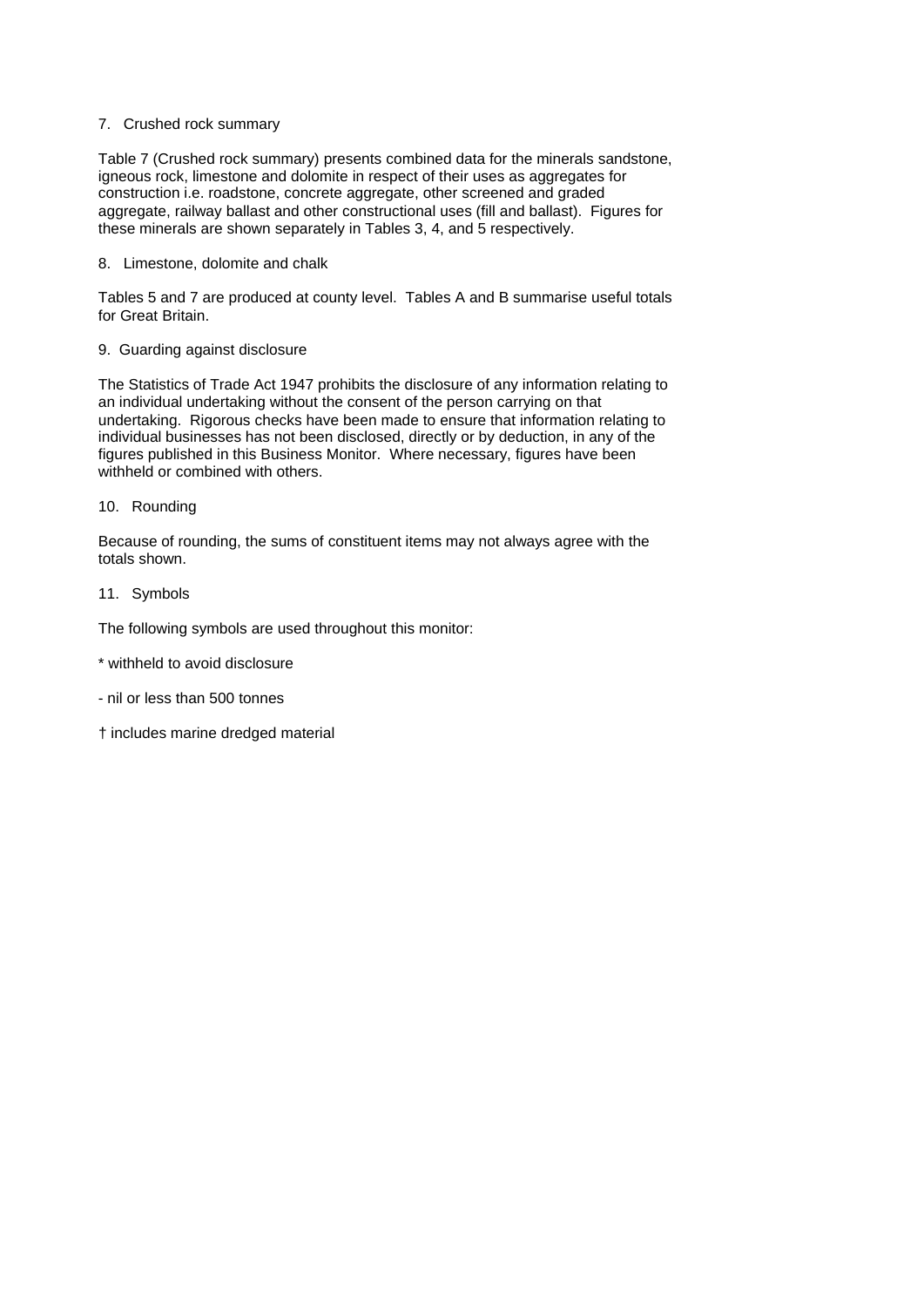7. Crushed rock summary

Table 7 (Crushed rock summary) presents combined data for the minerals sandstone, igneous rock, limestone and dolomite in respect of their uses as aggregates for construction i.e. roadstone, concrete aggregate, other screened and graded aggregate, railway ballast and other constructional uses (fill and ballast). Figures for these minerals are shown separately in Tables 3, 4, and 5 respectively.

8. Limestone, dolomite and chalk

Tables 5 and 7 are produced at county level. Tables A and B summarise useful totals for Great Britain.

9. Guarding against disclosure

The Statistics of Trade Act 1947 prohibits the disclosure of any information relating to an individual undertaking without the consent of the person carrying on that undertaking. Rigorous checks have been made to ensure that information relating to individual businesses has not been disclosed, directly or by deduction, in any of the figures published in this Business Monitor. Where necessary, figures have been withheld or combined with others.

10. Rounding

Because of rounding, the sums of constituent items may not always agree with the totals shown.

11. Symbols

The following symbols are used throughout this monitor:

* withheld to avoid disclosure

- nil or less than 500 tonnes

† includes marine dredged material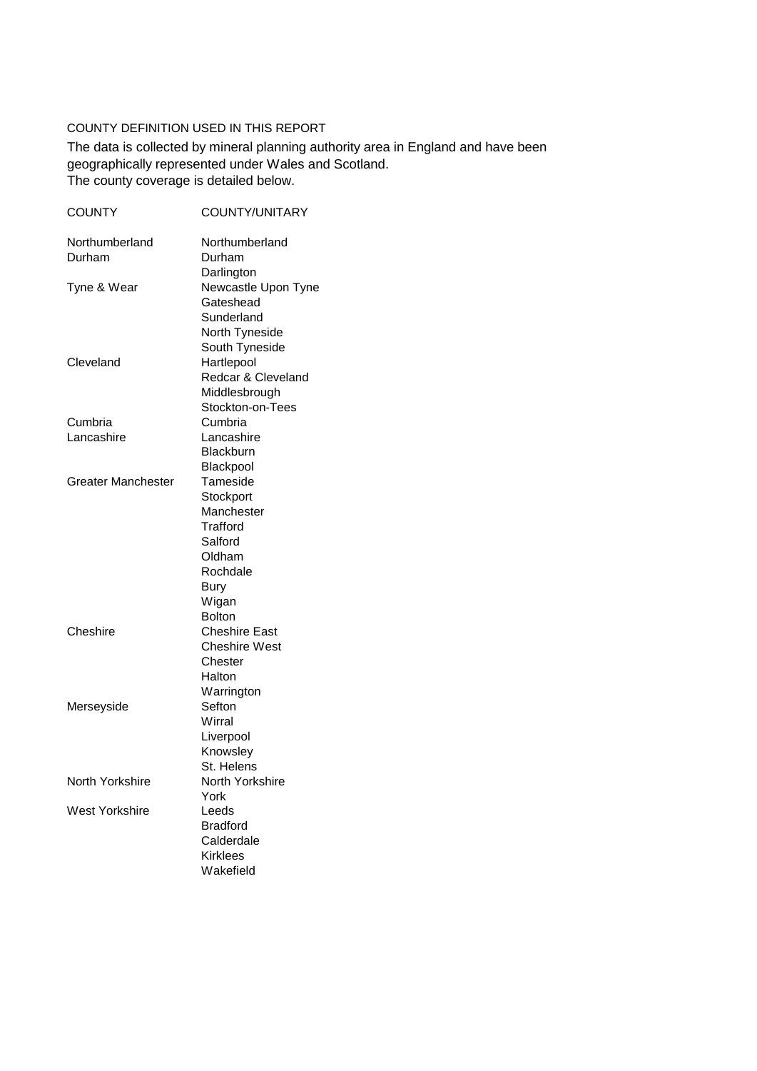COUNTY DEFINITION USED IN THIS REPORT

The data is collected by mineral planning authority area in England and have been geographically represented under Wales and Scotland.
The county coverage is detailed below.

| COUNTY | COUNTY/UNITARY |
|---|---|
| Northumberland | Northumberland |
| Durham | Durham |
| | Darlington |
| Tyne & Wear | Newcastle Upon Tyne |
| | Gateshead |
| | Sunderland |
| | North Tyneside |
| | South Tyneside |
| Cleveland | Hartlepool |
| | Redcar & Cleveland |
| | Middlesbrough |
| | Stockton-on-Tees |
| Cumbria | Cumbria |
| Lancashire | Lancashire |
| | Blackburn |
| | Blackpool |
| Greater Manchester | Tameside |
| | Stockport |
| | Manchester |
| | Trafford |
| | Salford |
| | Oldham |
| | Rochdale |
| | Bury |
| | Wigan |
| | Bolton |
| Cheshire | Cheshire East |
| | Cheshire West |
| | Chester |
| | Halton |
| | Warrington |
| Merseyside | Sefton |
| | Wirral |
| | Liverpool |
| | Knowsley |
| | St. Helens |
| North Yorkshire | North Yorkshire |
| | York |
| West Yorkshire | Leeds |
| | Bradford |
| | Calderdale |
| | Kirklees |
| | Wakefield |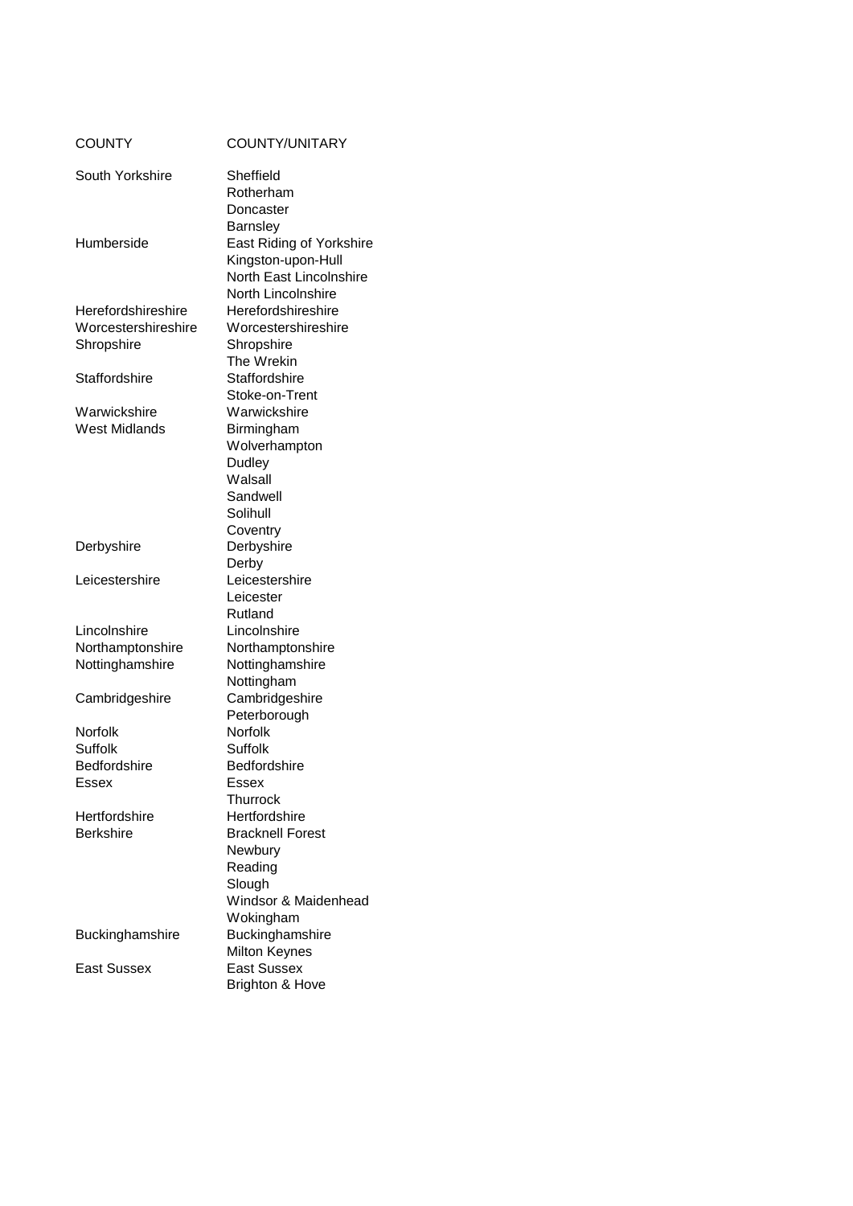| COUNTY | COUNTY/UNITARY |
|---|---|
| South Yorkshire | Sheffield |
| | Rotherham |
| | Doncaster |
| | Barnsley |
| Humberside | East Riding of Yorkshire |
| | Kingston-upon-Hull |
| | North East Lincolnshire |
| | North Lincolnshire |
| Herefordshireshire | Herefordshireshire |
| Worcestershireshire | Worcestershireshire |
| Shropshire | Shropshire |
| | The Wrekin |
| Staffordshire | Staffordshire |
| | Stoke-on-Trent |
| Warwickshire | Warwickshire |
| West Midlands | Birmingham |
| | Wolverhampton |
| | Dudley |
| | Walsall |
| | Sandwell |
| | Solihull |
| | Coventry |
| Derbyshire | Derbyshire |
| | Derby |
| Leicestershire | Leicestershire |
| | Leicester |
| | Rutland |
| Lincolnshire | Lincolnshire |
| Northamptonshire | Northamptonshire |
| Nottinghamshire | Nottinghamshire |
| | Nottingham |
| Cambridgeshire | Cambridgeshire |
| | Peterborough |
| Norfolk | Norfolk |
| Suffolk | Suffolk |
| Bedfordshire | Bedfordshire |
| Essex | Essex |
| | Thurrock |
| Hertfordshire | Hertfordshire |
| Berkshire | Bracknell Forest |
| | Newbury |
| | Reading |
| | Slough |
| | Windsor & Maidenhead |
| | Wokingham |
| Buckinghamshire | Buckinghamshire |
| | Milton Keynes |
| East Sussex | East Sussex |
| | Brighton & Hove |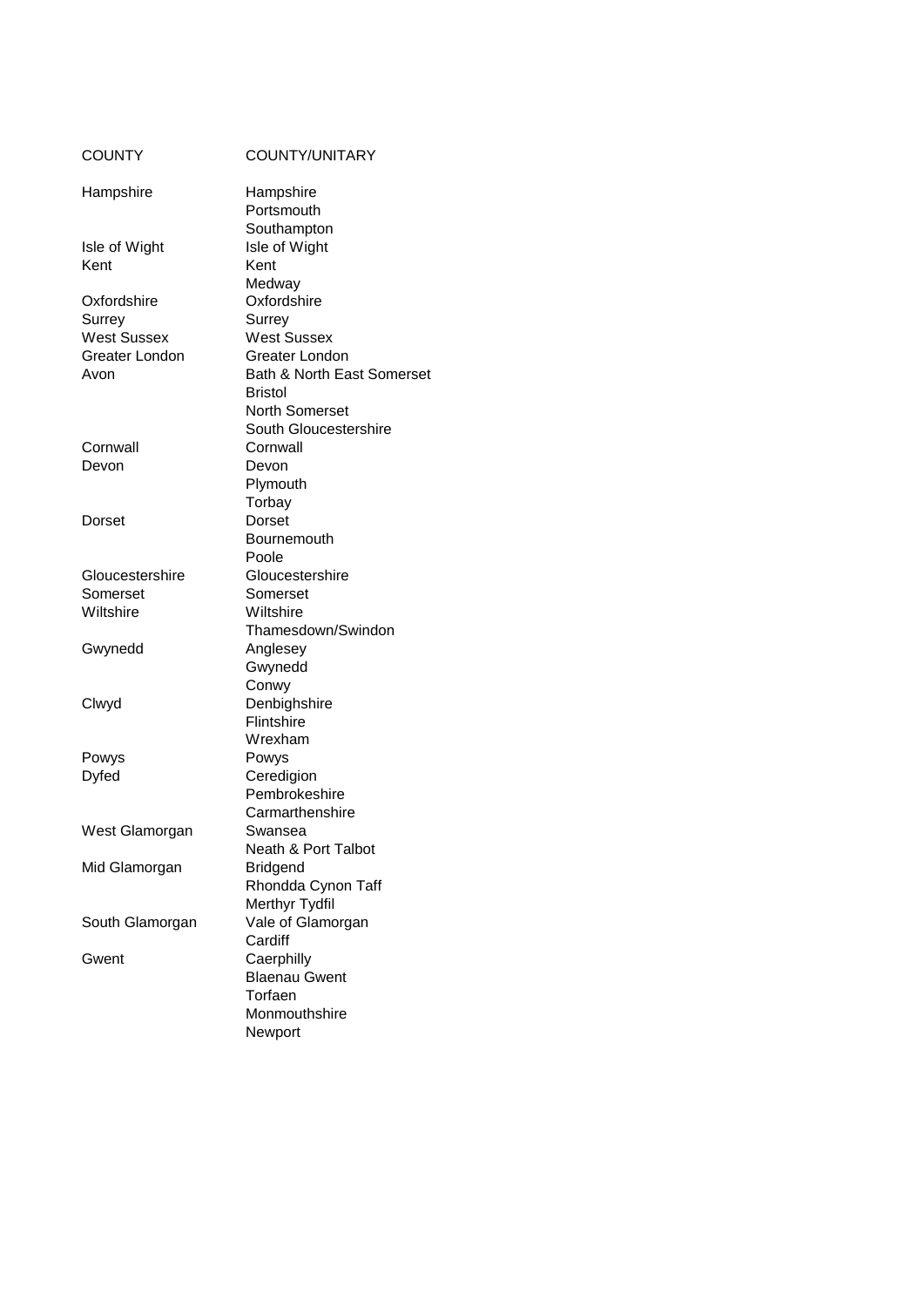| COUNTY | COUNTY/UNITARY |
| --- | --- |
| Hampshire | Hampshire |
| | Portsmouth |
| | Southampton |
| Isle of Wight | Isle of Wight |
| Kent | Kent |
| | Medway |
| Oxfordshire | Oxfordshire |
| Surrey | Surrey |
| West Sussex | West Sussex |
| Greater London | Greater London |
| Avon | Bath & North East Somerset |
| | Bristol |
| | North Somerset |
| | South Gloucestershire |
| Cornwall | Cornwall |
| Devon | Devon |
| | Plymouth |
| | Torbay |
| Dorset | Dorset |
| | Bournemouth |
| | Poole |
| Gloucestershire | Gloucestershire |
| Somerset | Somerset |
| Wiltshire | Wiltshire |
| | Thamesdown/Swindon |
| Gwynedd | Anglesey |
| | Gwynedd |
| | Conwy |
| Clwyd | Denbighshire |
| | Flintshire |
| | Wrexham |
| Powys | Powys |
| Dyfed | Ceredigion |
| | Pembrokeshire |
| | Carmarthenshire |
| West Glamorgan | Swansea |
| | Neath & Port Talbot |
| Mid Glamorgan | Bridgend |
| | Rhondda Cynon Taff |
| | Merthyr Tydfil |
| South Glamorgan | Vale of Glamorgan |
| | Cardiff |
| Gwent | Caerphilly |
| | Blaenau Gwent |
| | Torfaen |
| | Monmouthshire |
| | Newport |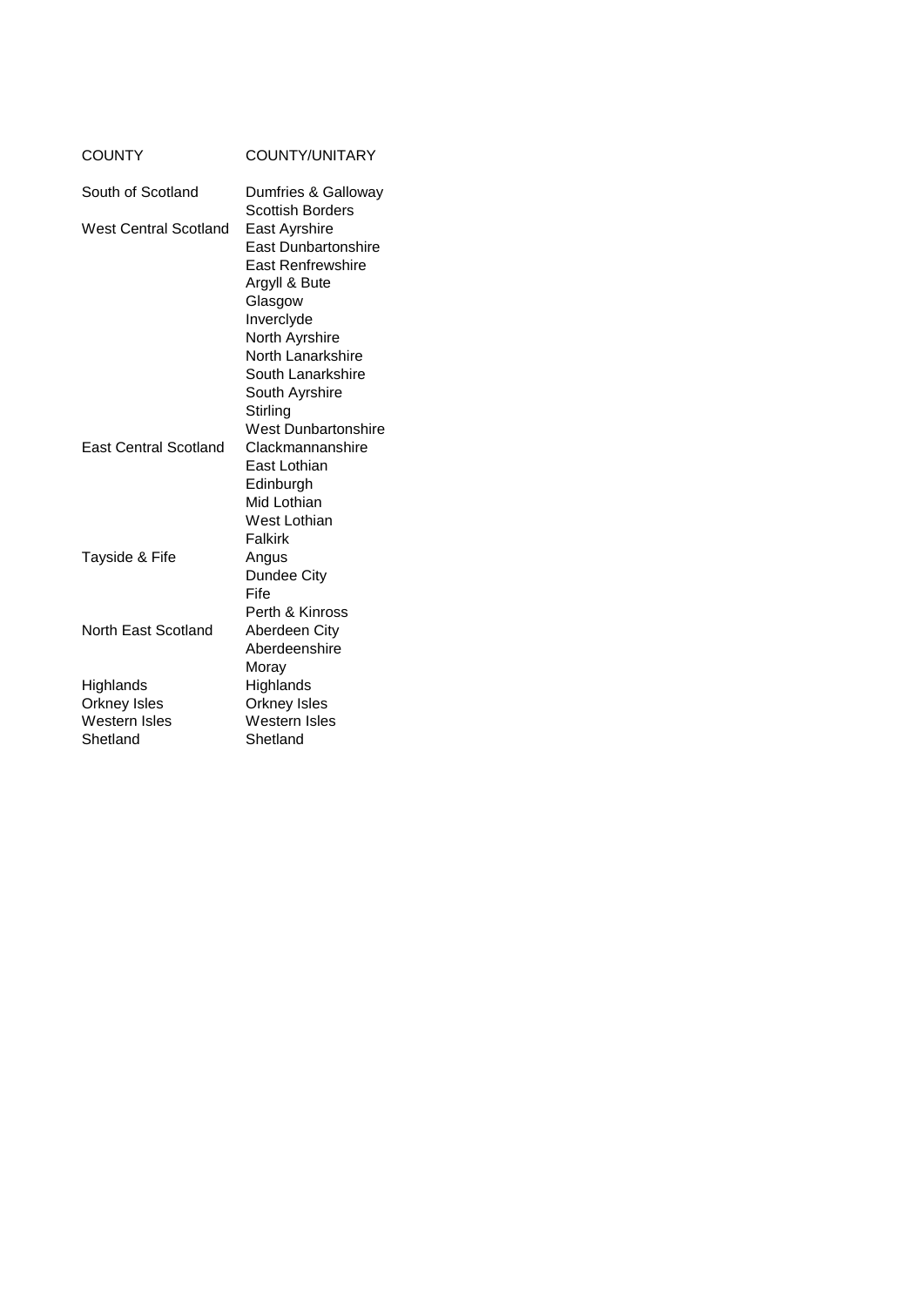| COUNTY | COUNTY/UNITARY |
| --- | --- |
| South of Scotland | Dumfries & Galloway |
| | Scottish Borders |
| West Central Scotland | East Ayrshire |
| | East Dunbartonshire |
| | East Renfrewshire |
| | Argyll & Bute |
| | Glasgow |
| | Inverclyde |
| | North Ayrshire |
| | North Lanarkshire |
| | South Lanarkshire |
| | South Ayrshire |
| | Stirling |
| | West Dunbartonshire |
| East Central Scotland | Clackmannanshire |
| | East Lothian |
| | Edinburgh |
| | Mid Lothian |
| | West Lothian |
| | Falkirk |
| Tayside & Fife | Angus |
| | Dundee City |
| | Fife |
| | Perth & Kinross |
| North East Scotland | Aberdeen City |
| | Aberdeenshire |
| | Moray |
| Highlands | Highlands |
| Orkney Isles | Orkney Isles |
| Western Isles | Western Isles |
| Shetland | Shetland |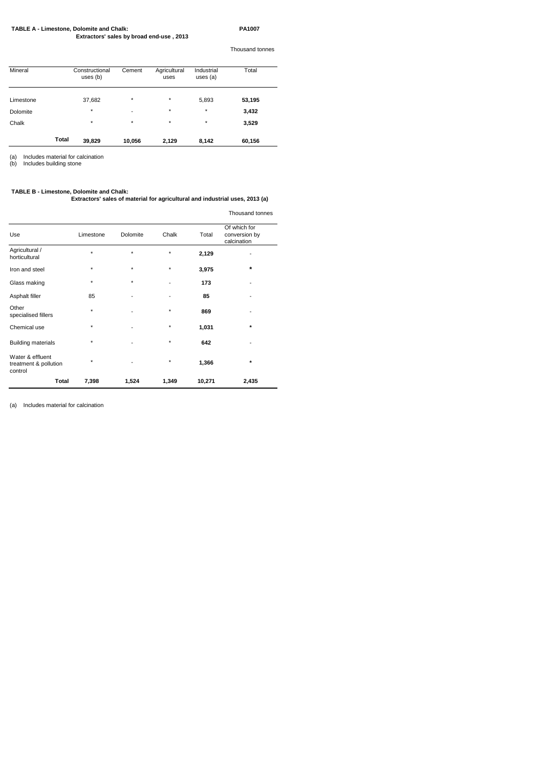**TABLE A - Limestone, Dolomite and Chalk:** **PA1007**
**Extractors' sales by broad end-use , 2013**

Thousand tonnes

| Mineral | Constructional uses (b) | Cement | Agricultural uses | Industrial uses (a) | Total |
|---|---|---|---|---|---|
| Limestone | 37,682 | * | * | 5,893 | **53,195** |
| Dolomite | * | - | * | * | **3,432** |
| Chalk | * | * | * | * | **3,529** |
| **Total** | **39,829** | **10,056** | **2,129** | **8,142** | **60,156** |

(a) Includes material for calcination
(b) Includes building stone

**TABLE B - Limestone, Dolomite and Chalk:**
**Extractors' sales of material for agricultural and industrial uses, 2013 (a)**

Thousand tonnes

| Use | Limestone | Dolomite | Chalk | Total | Of which for conversion by calcination |
|---|---|---|---|---|---|
| Agricultural / horticultural | * | * | * | **2,129** | - |
| Iron and steel | * | * | * | **3,975** | * |
| Glass making | * | * | - | **173** | - |
| Asphalt filler | 85 | - | - | **85** | - |
| Other specialised fillers | * | - | * | **869** | - |
| Chemical use | * | - | * | **1,031** | * |
| Building materials | * | - | * | **642** | - |
| Water & effluent treatment & pollution control | * | - | * | **1,366** | * |
| **Total** | **7,398** | **1,524** | **1,349** | **10,271** | **2,435** |

(a) Includes material for calcination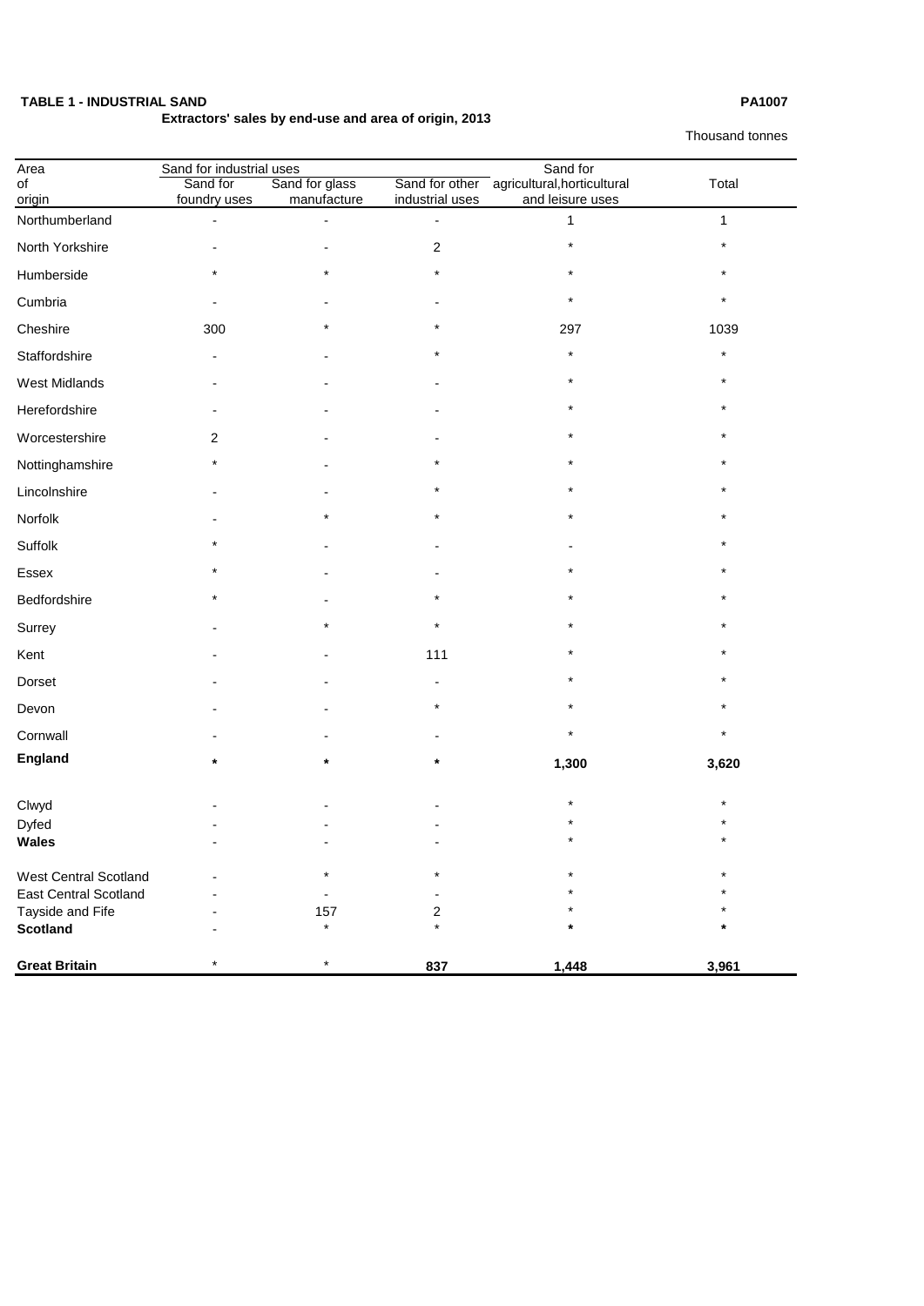**TABLE 1 - INDUSTRIAL SAND** **PA1007**

**Extractors' sales by end-use and area of origin, 2013**

Thousand tonnes

| Area of origin | Sand for industrial uses | | | Sand for agricultural,horticultural and leisure uses | Total |
|---|---|---|---|---|---|
| | Sand for foundry uses | Sand for glass manufacture | Sand for other industrial uses | | |
| Northumberland | - | - | - | 1 | 1 |
| North Yorkshire | - | - | 2 | * | * |
| Humberside | * | * | * | * | * |
| Cumbria | - | - | - | * | * |
| Cheshire | 300 | * | * | 297 | 1039 |
| Staffordshire | - | - | * | * | * |
| West Midlands | - | - | - | * | * |
| Herefordshire | - | - | - | * | * |
| Worcestershire | 2 | - | - | * | * |
| Nottinghamshire | * | - | * | * | * |
| Lincolnshire | - | - | * | * | * |
| Norfolk | - | * | * | * | * |
| Suffolk | * | - | - | - | * |
| Essex | * | - | - | * | * |
| Bedfordshire | * | - | * | * | * |
| Surrey | - | * | * | * | * |
| Kent | - | - | 111 | * | * |
| Dorset | - | - | - | * | * |
| Devon | - | - | * | * | * |
| Cornwall | - | - | - | * | * |
| **England** | * | * | * | **1,300** | **3,620** |
| Clwyd | - | - | - | * | * |
| Dyfed | - | - | - | * | * |
| **Wales** | - | - | - | * | * |
| West Central Scotland | - | * | * | * | * |
| East Central Scotland | - | - | - | * | * |
| Tayside and Fife | - | 157 | 2 | * | * |
| **Scotland** | - | * | * | * | * |
| **Great Britain** | * | * | **837** | **1,448** | **3,961** |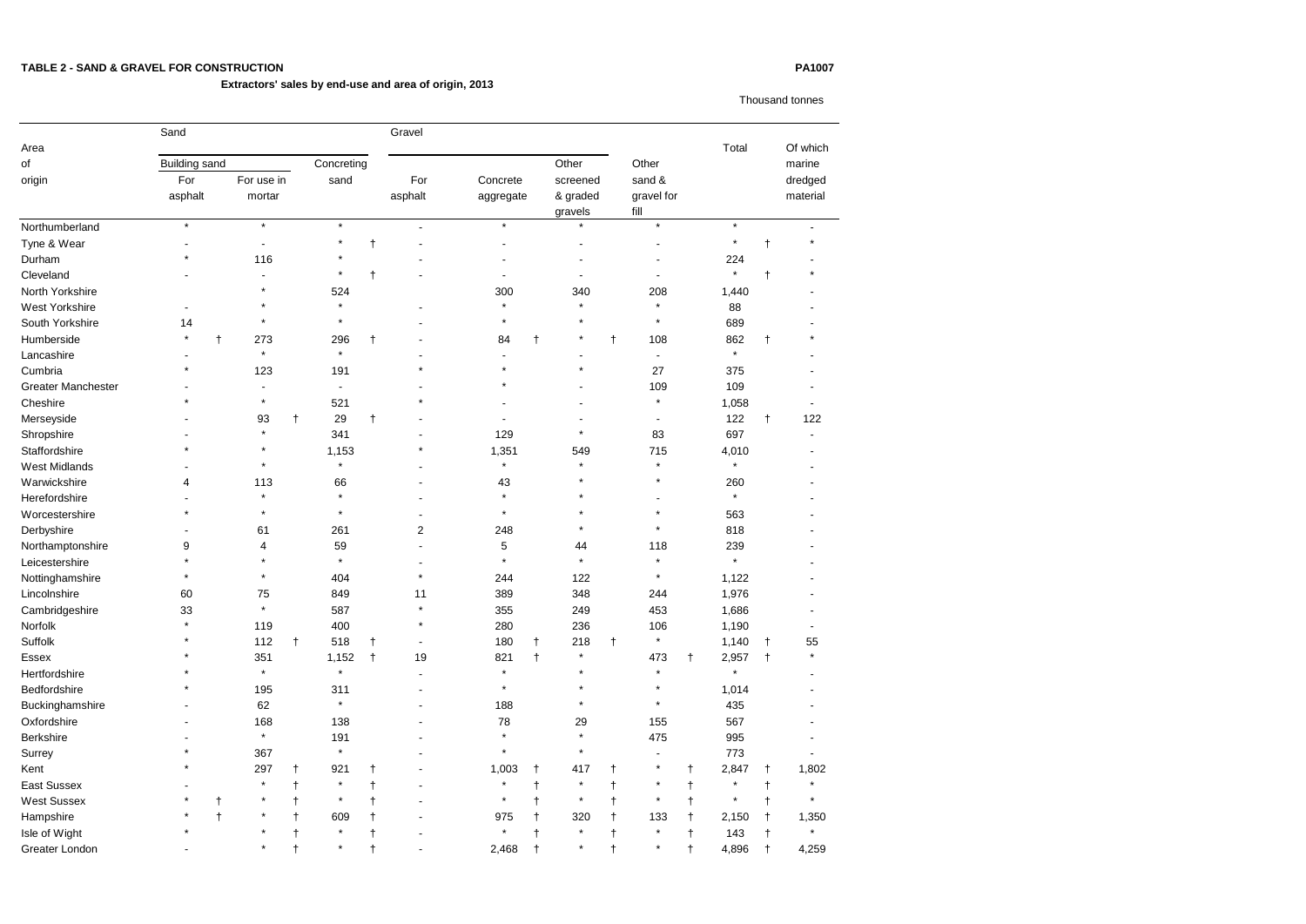**TABLE 2 - SAND & GRAVEL FOR CONSTRUCTION** **PA1007**

**Extractors' sales by end-use and area of origin, 2013**

Thousand tonnes

| Area of origin | Sand | | | Gravel | | | | Total | Of which marine dredged material |
|---|---|---|---|---|---|---|---|---|---|
| | Building sand | | Concreting sand | | | Other screened & graded gravels | Other sand & gravel for fill | | |
| | For asphalt | For use in mortar | | For asphalt | Concrete aggregate | | | | |
| Northumberland | * | * | * | - | * | * | * | * | - |
| Tyne & Wear | - | - | * † | - | - | - | - | * † | * |
| Durham | * | 116 | * | - | - | - | - | 224 | - |
| Cleveland | - | - | * † | - | - | - | - | * † | * |
| North Yorkshire | | * | 524 | | 300 | 340 | 208 | 1,440 | - |
| West Yorkshire | - | * | * | - | * | * | * | 88 | - |
| South Yorkshire | 14 | * | * | - | * | * | * | 689 | - |
| Humberside | * † | 273 | 296 † | - | 84 † | * † | 108 | 862 † | * |
| Lancashire | - | * | * | - | - | - | - | * | - |
| Cumbria | * | 123 | 191 | * | * | * | 27 | 375 | - |
| Greater Manchester | - | - | - | - | * | - | 109 | 109 | - |
| Cheshire | * | * | 521 | * | - | - | * | 1,058 | - |
| Merseyside | - | 93 † | 29 † | - | - | - | - | 122 † | 122 |
| Shropshire | - | * | 341 | - | 129 | * | 83 | 697 | - |
| Staffordshire | * | * | 1,153 | * | 1,351 | 549 | 715 | 4,010 | - |
| West Midlands | - | * | * | - | * | * | * | * | - |
| Warwickshire | 4 | 113 | 66 | - | 43 | * | * | 260 | - |
| Herefordshire | - | * | * | - | * | * | - | * | - |
| Worcestershire | * | * | * | - | * | * | * | 563 | - |
| Derbyshire | - | 61 | 261 | 2 | 248 | * | * | 818 | - |
| Northamptonshire | 9 | 4 | 59 | - | 5 | 44 | 118 | 239 | - |
| Leicestershire | * | * | * | - | * | * | * | * | - |
| Nottinghamshire | * | * | 404 | * | 244 | 122 | * | 1,122 | - |
| Lincolnshire | 60 | 75 | 849 | 11 | 389 | 348 | 244 | 1,976 | - |
| Cambridgeshire | 33 | * | 587 | * | 355 | 249 | 453 | 1,686 | - |
| Norfolk | * | 119 | 400 | * | 280 | 236 | 106 | 1,190 | - |
| Suffolk | * | 112 † | 518 † | - | 180 † | 218 † | * | 1,140 † | 55 |
| Essex | * | 351 | 1,152 † | 19 | 821 † | * | 473 † | 2,957 † | * |
| Hertfordshire | * | * | * | - | * | * | * | * | - |
| Bedfordshire | * | 195 | 311 | - | * | * | * | 1,014 | - |
| Buckinghamshire | - | 62 | * | - | 188 | * | * | 435 | - |
| Oxfordshire | - | 168 | 138 | - | 78 | 29 | 155 | 567 | - |
| Berkshire | - | * | 191 | - | * | * | 475 | 995 | - |
| Surrey | * | 367 | * | - | * | * | - | 773 | - |
| Kent | * | 297 † | 921 † | - | 1,003 † | 417 † | * † | 2,847 † | 1,802 |
| East Sussex | - | * † | * † | - | * † | * † | * † | * † | * |
| West Sussex | * † | * † | * † | - | * † | * † | * † | * † | * |
| Hampshire | * † | * † | 609 † | - | 975 † | 320 † | 133 † | 2,150 † | 1,350 |
| Isle of Wight | * | * † | * † | - | * † | * † | * † | 143 † | * |
| Greater London | - | * † | * † | - | 2,468 † | * † | * † | 4,896 † | 4,259 |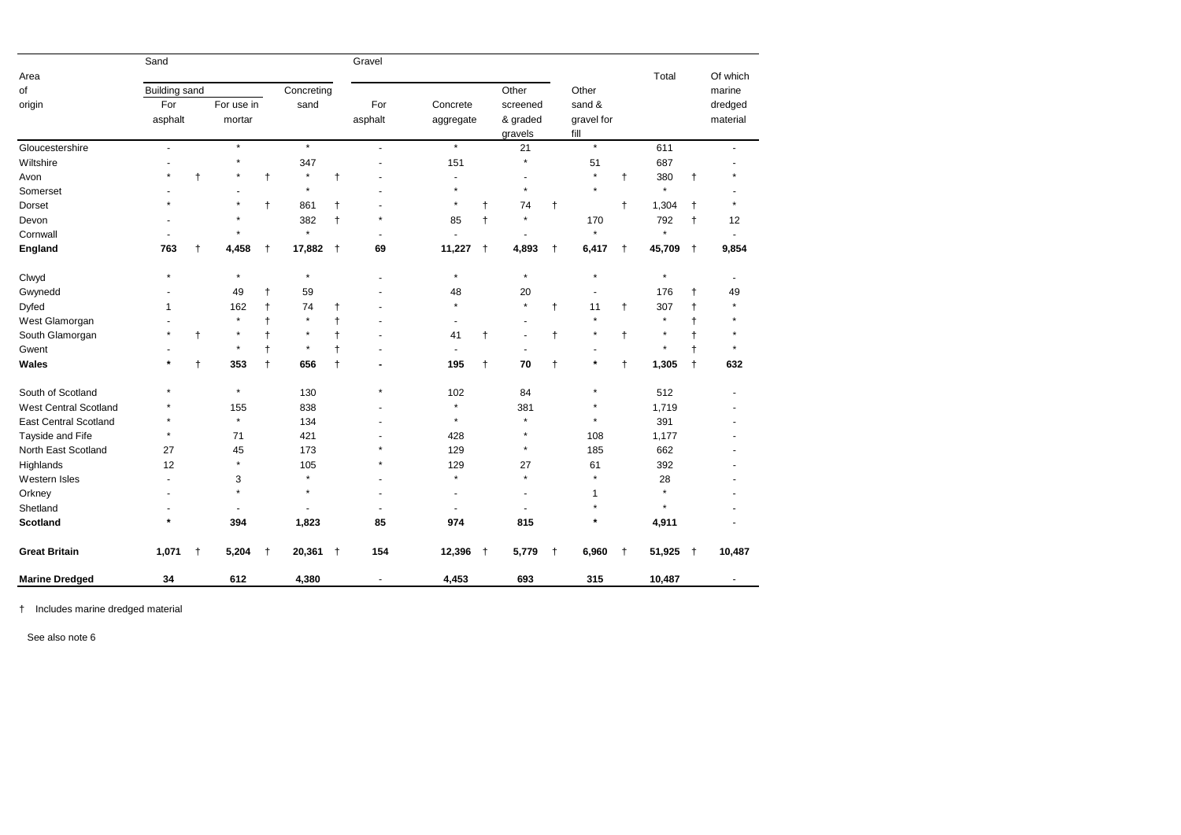| Area of origin | Sand | | | Gravel | | | | Total | Of which marine dredged material |
|---|---|---|---|---|---|---|---|---|---|
| | Building sand | | Concreting sand | For asphalt | Concrete aggregate | Other screened & graded gravels | Other sand & gravel for fill | | |
| | For asphalt | For use in mortar | | | | | | | |
| Gloucestershire | - | * | * | - | * | 21 | * | 611 | - |
| Wiltshire | - | * | 347 | - | 151 | * | 51 | 687 | - |
| Avon | * † | * † | * † | - | - | - | * † | 380 † | * |
| Somerset | - | - | * | - | * | * | * | * | - |
| Dorset | * | * † | 861 † | - | * † | 74 † | † | 1,304 † | * |
| Devon | - | * | 382 † | * | 85 † | * | 170 | 792 † | 12 |
| Cornwall | - | * | * | - | - | - | * | * | - |
| **England** | **763** † | **4,458** † | **17,882** † | **69** | **11,227** † | **4,893** † | **6,417** † | **45,709** † | **9,854** |
| | | | | | | | | | |
| Clwyd | * | * | * | - | * | * | * | * | - |
| Gwynedd | - | 49 † | 59 | - | 48 | 20 | - | 176 † | 49 |
| Dyfed | 1 | 162 † | 74 † | - | * | * † | 11 † | 307 † | * |
| West Glamorgan | - | * † | * † | - | - | - | * | * † | * |
| South Glamorgan | * † | * † | * † | - | 41 † | - † | * † | * † | * |
| Gwent | - | * † | * † | - | - | - | - | * † | * |
| **Wales** | * † | **353** † | **656** † | **-** | **195** † | **70** † | * † | **1,305** † | **632** |
| | | | | | | | | | |
| South of Scotland | * | * | 130 | * | 102 | 84 | * | 512 | - |
| West Central Scotland | * | 155 | 838 | - | * | 381 | * | 1,719 | - |
| East Central Scotland | * | * | 134 | - | * | * | * | 391 | - |
| Tayside and Fife | * | 71 | 421 | - | 428 | * | 108 | 1,177 | - |
| North East Scotland | 27 | 45 | 173 | * | 129 | * | 185 | 662 | - |
| Highlands | 12 | * | 105 | * | 129 | 27 | 61 | 392 | - |
| Western Isles | - | 3 | * | - | * | * | * | 28 | - |
| Orkney | - | * | * | - | - | - | 1 | * | - |
| Shetland | - | - | - | - | - | - | * | * | - |
| **Scotland** | * | **394** | **1,823** | **85** | **974** | **815** | * | **4,911** | - |
| | | | | | | | | | |
| **Great Britain** | **1,071** † | **5,204** † | **20,361** † | **154** | **12,396** † | **5,779** † | **6,960** † | **51,925** † | **10,487** |
| **Marine Dredged** | **34** | **612** | **4,380** | - | **4,453** | **693** | **315** | **10,487** | - |

† Includes marine dredged material

See also note 6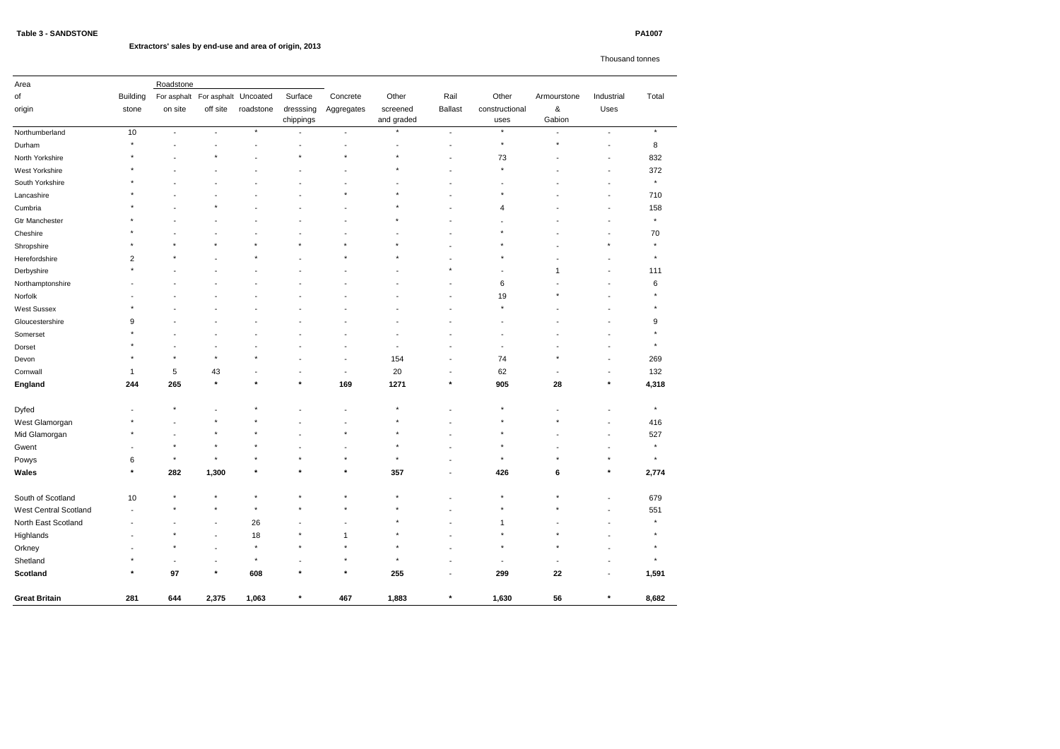**Table 3 - SANDSTONE** **PA1007**

**Extractors' sales by end-use and area of origin, 2013**

Thousand tonnes

| Area of origin | Building stone | Roadstone: For asphalt on site | Roadstone: For asphalt off site | Roadstone: Uncoated roadstone | Roadstone: Surface dresssing chippings | Concrete Aggregates | Other screened and graded | Rail Ballast | Other constructional uses | Armourstone & Gabion | Industrial Uses | Total |
|---|---|---|---|---|---|---|---|---|---|---|---|---|
| Northumberland | 10 | - | - | * | - | - | * | - | * | - | - | * |
| Durham | * | - | - | - | - | - | - | - | * | * | - | 8 |
| North Yorkshire | * | - | * | - | * | * | * | - | 73 | - | - | 832 |
| West Yorkshire | * | - | - | - | - | - | * | - | * | - | - | 372 |
| South Yorkshire | * | - | - | - | - | - | - | - | - | - | - | * |
| Lancashire | * | - | - | - | - | * | * | - | * | - | - | 710 |
| Cumbria | * | - | * | - | - | - | * | - | 4 | - | - | 158 |
| Gtr Manchester | * | - | - | - | - | - | * | - | - | - | - | * |
| Cheshire | * | - | - | - | - | - | - | - | * | - | - | 70 |
| Shropshire | * | * | * | * | * | * | * | - | * | - | * | * |
| Herefordshire | 2 | * | - | * | - | * | * | - | * | - | - | * |
| Derbyshire | * | - | - | - | - | - | - | * | - | 1 | - | 111 |
| Northamptonshire | - | - | - | - | - | - | - | - | 6 | - | - | 6 |
| Norfolk | - | - | - | - | - | - | - | - | 19 | * | - | * |
| West Sussex | * | - | - | - | - | - | - | - | * | - | - | * |
| Gloucestershire | 9 | - | - | - | - | - | - | - | - | - | - | 9 |
| Somerset | * | - | - | - | - | - | - | - | - | - | - | * |
| Dorset | * | - | - | - | - | - | - | - | - | - | - | * |
| Devon | * | * | * | * | - | - | 154 | - | 74 | * | - | 269 |
| Cornwall | 1 | 5 | 43 | - | - | - | 20 | - | 62 | - | - | 132 |
| **England** | **244** | **265** | ***** | ***** | ***** | **169** | **1271** | ***** | **905** | **28** | ***** | **4,318** |
| | | | | | | | | | | | | |
| Dyfed | - | * | - | * | - | - | * | - | * | - | - | * |
| West Glamorgan | * | - | * | * | - | - | * | - | * | * | - | 416 |
| Mid Glamorgan | * | - | * | * | - | * | * | - | * | - | - | 527 |
| Gwent | - | * | * | * | - | - | * | - | * | - | - | * |
| Powys | 6 | * | * | * | * | * | * | - | * | * | * | * |
| **Wales** | ***** | **282** | **1,300** | ***** | ***** | ***** | **357** | **-** | **426** | **6** | ***** | **2,774** |
| | | | | | | | | | | | | |
| South of Scotland | 10 | * | * | * | * | * | * | - | * | * | - | 679 |
| West Central Scotland | - | * | * | * | * | * | * | - | * | * | - | 551 |
| North East Scotland | - | - | - | 26 | - | - | * | - | 1 | - | - | * |
| Highlands | - | * | - | 18 | * | 1 | * | - | * | * | - | * |
| Orkney | - | * | - | * | * | * | * | - | * | * | - | * |
| Shetland | * | - | - | * | - | * | * | - | - | - | - | * |
| **Scotland** | ***** | **97** | ***** | **608** | ***** | ***** | **255** | **-** | **299** | **22** | **-** | **1,591** |
| | | | | | | | | | | | | |
| **Great Britain** | **281** | **644** | **2,375** | **1,063** | ***** | **467** | **1,883** | ***** | **1,630** | **56** | ***** | **8,682** |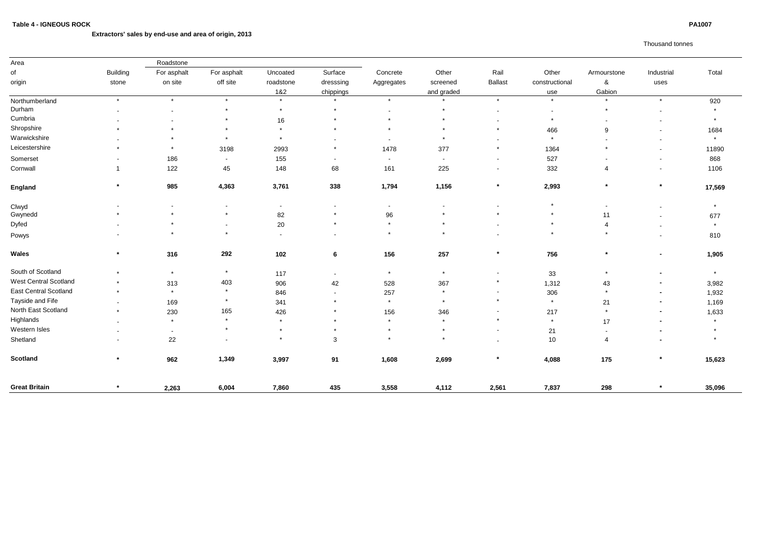**Table 4 - IGNEOUS ROCK** PA1007

**Extractors' sales by end-use and area of origin, 2013**

Thousand tonnes

| Area of origin | Building stone | Roadstone For asphalt on site | For asphalt off site | Uncoated roadstone 1&2 | Surface dresssing chippings | Concrete Aggregates | Other screened and graded | Rail Ballast | Other constructional use | Armourstone & Gabion | Industrial uses | Total |
|---|---|---|---|---|---|---|---|---|---|---|---|---|
| Northumberland | * | * | * | * | * | * | * | * | * | * | * | 920 |
| Durham | - | - | * | * | * | - | * | - | - | * | - | * |
| Cumbria | - | - | * | 16 | * | * | * | - | * | - | - | * |
| Shropshire | * | * | * | * | * | * | * | * | 466 | 9 | - | 1684 |
| Warwickshire | - | * | * | * | - | - | * | - | * | - | - | * |
| Leicestershire | * | * | 3198 | 2993 | * | 1478 | 377 | * | 1364 | * | - | 11890 |
| Somerset | - | 186 | - | 155 | - | - | - | - | 527 | - | - | 868 |
| Cornwall | 1 | 122 | 45 | 148 | 68 | 161 | 225 | - | 332 | 4 | - | 1106 |
| **England** | * | **985** | **4,363** | **3,761** | **338** | **1,794** | **1,156** | * | **2,993** | * | * | **17,569** |
| Clwyd | - | - | - | - | - | - | - | - | * | - | - | * |
| Gwynedd | * | * | * | 82 | * | 96 | * | * | * | 11 | - | 677 |
| Dyfed | - | * | - | 20 | * | * | * | - | * | 4 | - | * |
| Powys | - | * | * | - | - | * | * | - | * | * | - | 810 |
| **Wales** | * | **316** | **292** | **102** | **6** | **156** | **257** | * | **756** | * | - | **1,905** |
| South of Scotland | * | * | * | 117 | - | * | * | - | 33 | * | - | * |
| West Central Scotland | * | 313 | 403 | 906 | 42 | 528 | 367 | * | 1,312 | 43 | - | 3,982 |
| East Central Scotland | * | * | * | 846 | - | 257 | * | - | 306 | * | - | 1,932 |
| Tayside and Fife | - | 169 | * | 341 | * | * | * | * | * | 21 | - | 1,169 |
| North East Scotland | * | 230 | 165 | 426 | * | 156 | 346 | - | 217 | * | - | 1,633 |
| Highlands | - | * | * | * | * | * | * | * | * | 17 | - | * |
| Western Isles | - | - | * | * | * | * | * | - | 21 | - | - | * |
| Shetland | - | 22 | - | * | 3 | * | * | - | 10 | 4 | - | * |
| **Scotland** | * | **962** | **1,349** | **3,997** | **91** | **1,608** | **2,699** | * | **4,088** | **175** | * | **15,623** |
| **Great Britain** | * | **2,263** | **6,004** | **7,860** | **435** | **3,558** | **4,112** | **2,561** | **7,837** | **298** | * | **35,096** |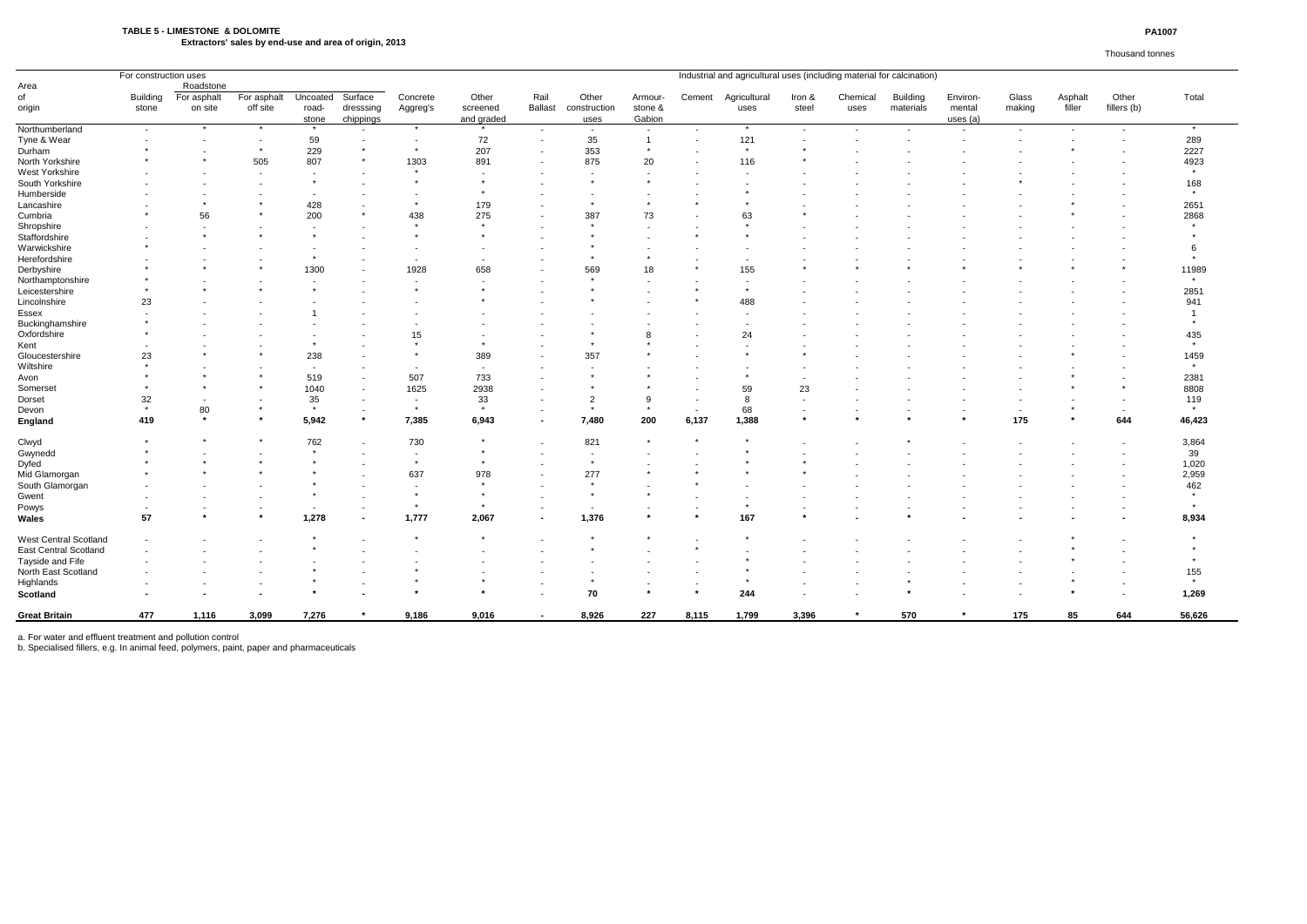**TABLE 5 - LIMESTONE & DOLOMITE**

**Extractors' sales by end-use and area of origin, 2013**

**PA1007**

Thousand tonnes

| Area of origin | For construction uses | | | | | | | | | | Industrial and agricultural uses (including material for calcination) | | | | | | | | | | Total |
|---|---|---|---|---|---|---|---|---|---|---|---|---|---|---|---|---|---|---|---|---|---|
| | Building stone | Roadstone For asphalt on site | For asphalt off site | Uncoated road-stone | Surface dresssing chippings | Concrete Aggreg's | Other screened and graded | Rail Ballast | Other construction uses | Armour-stone & Gabion | Cement | Agricultural uses | Iron & steel | Chemical uses | Building materials | Environ-mental uses (a) | Glass making | Asphalt filler | Other fillers (b) | |
| Northumberland | - | * | * | * | - | * | * | - | - | - | - | * | - | - | - | - | - | - | - | * |
| Tyne & Wear | - | - | - | 59 | - | - | 72 | - | 35 | 1 | - | 121 | - | - | - | - | - | - | - | 289 |
| Durham | * | - | * | 229 | * | * | 207 | - | 353 | * | - | * | * | - | - | - | - | * | - | 2227 |
| North Yorkshire | * | * | 505 | 807 | * | 1303 | 891 | - | 875 | 20 | - | 116 | * | - | - | - | - | - | - | 4923 |
| West Yorkshire | - | - | - | - | - | * | - | - | - | - | - | - | - | - | - | - | - | - | - | * |
| South Yorkshire | - | - | - | - | - | * | * | - | * | * | - | - | - | - | - | - | * | - | - | 168 |
| Humberside | - | - | - | - | - | - | * | - | - | - | - | * | - | - | - | - | - | - | - | * |
| Lancashire | - | * | * | 428 | - | * | 179 | - | * | * | * | * | - | - | - | - | - | * | - | 2651 |
| Cumbria | * | 56 | * | 200 | * | 438 | 275 | - | 387 | 73 | - | 63 | * | - | - | - | - | * | - | 2868 |
| Shropshire | - | - | - | - | - | * | * | - | * | - | - | * | - | - | - | - | - | - | - | * |
| Staffordshire | - | * | * | * | - | * | * | - | * | - | * | * | - | - | - | - | - | - | - | * |
| Warwickshire | * | - | - | - | - | - | - | - | * | - | - | - | - | - | - | - | - | - | - | 6 |
| Herefordshire | - | - | - | * | - | - | - | - | * | * | - | - | - | - | - | - | - | - | - | * |
| Derbyshire | * | * | * | 1300 | - | 1928 | 658 | - | 569 | 18 | * | 155 | * | * | * | * | * | * | * | 11989 |
| Northamptonshire | * | - | - | - | - | - | - | - | * | - | - | - | - | - | - | - | - | - | - | * |
| Leicestershire | * | * | * | * | - | * | * | - | * | - | * | * | - | - | - | - | - | - | - | 2851 |
| Lincolnshire | 23 | - | - | - | - | - | * | - | * | - | * | 488 | - | - | - | - | - | - | - | 941 |
| Essex | - | - | - | 1 | - | - | - | - | - | - | - | - | - | - | - | - | - | - | - | 1 |
| Buckinghamshire | * | - | - | - | - | - | - | - | - | - | - | - | - | - | - | - | - | - | - | * |
| Oxfordshire | * | - | - | - | - | 15 | - | - | * | 8 | - | 24 | - | - | - | - | - | - | - | 435 |
| Kent | - | - | - | * | - | * | * | - | * | * | - | - | - | - | - | - | - | - | - | * |
| Gloucestershire | 23 | * | * | 238 | - | * | 389 | - | 357 | * | - | * | * | - | - | - | - | * | - | 1459 |
| Wiltshire | * | - | - | - | - | - | - | - | - | - | - | - | - | - | - | - | - | - | - | * |
| Avon | * | * | * | 519 | - | 507 | 733 | - | * | * | - | * | - | - | - | - | - | * | - | 2381 |
| Somerset | * | * | * | 1040 | - | 1625 | 2938 | - | * | * | - | 59 | 23 | - | - | - | - | * | * | 8808 |
| Dorset | 32 | - | - | 35 | - | - | 33 | - | 2 | 9 | - | 8 | - | - | - | - | - | - | - | 119 |
| Devon | * | 80 | * | * | - | * | * | - | * | * | - | 68 | - | - | - | - | - | * | - | * |
| **England** | **419** | * | * | **5,942** | * | **7,385** | **6,943** | - | **7,480** | **200** | **6,137** | **1,388** | * | * | * | * | **175** | * | **644** | **46,423** |
| Clwyd | * | * | * | 762 | - | 730 | * | - | 821 | * | * | * | - | - | * | - | - | - | - | 3,864 |
| Gwynedd | * | - | - | * | - | - | * | - | - | - | - | * | - | - | - | - | - | - | - | 39 |
| Dyfed | * | * | * | * | - | * | * | - | * | - | - | * | * | - | - | - | - | - | - | 1,020 |
| Mid Glamorgan | * | * | * | * | - | 637 | 978 | - | 277 | * | * | * | * | - | - | - | - | - | - | 2,959 |
| South Glamorgan | - | - | - | * | - | - | * | - | * | - | * | - | - | - | - | - | - | - | - | 462 |
| Gwent | - | - | - | * | - | * | * | - | * | * | - | - | - | - | - | - | - | - | - | * |
| Powys | - | - | - | - | - | * | * | - | - | - | - | * | - | - | - | - | - | - | - | * |
| **Wales** | **57** | * | * | **1,278** | - | **1,777** | **2,067** | - | **1,376** | * | * | **167** | * | - | * | - | - | - | - | **8,934** |
| West Central Scotland | - | - | - | * | - | * | * | - | * | * | - | * | - | - | - | - | - | * | - | * |
| East Central Scotland | - | - | - | * | - | - | - | - | * | - | * | - | - | - | - | - | - | * | - | * |
| Tayside and Fife | - | - | - | - | - | - | - | - | - | - | - | * | - | - | - | - | - | * | - | * |
| North East Scotland | - | - | - | * | - | * | - | - | - | - | - | * | - | - | - | - | - | - | - | 155 |
| Highlands | - | - | - | * | - | * | * | - | * | - | - | * | - | - | * | - | - | * | - | * |
| **Scotland** | - | - | - | * | - | * | * | - | **70** | * | * | **244** | - | - | * | - | - | * | - | **1,269** |
| **Great Britain** | **477** | **1,116** | **3,099** | **7,276** | * | **9,186** | **9,016** | - | **8,926** | **227** | **8,115** | **1,799** | **3,396** | * | **570** | * | **175** | **85** | **644** | **56,626** |

a. For water and effluent treatment and pollution control

b. Specialised fillers, e.g. In animal feed, polymers, paint, paper and pharmaceuticals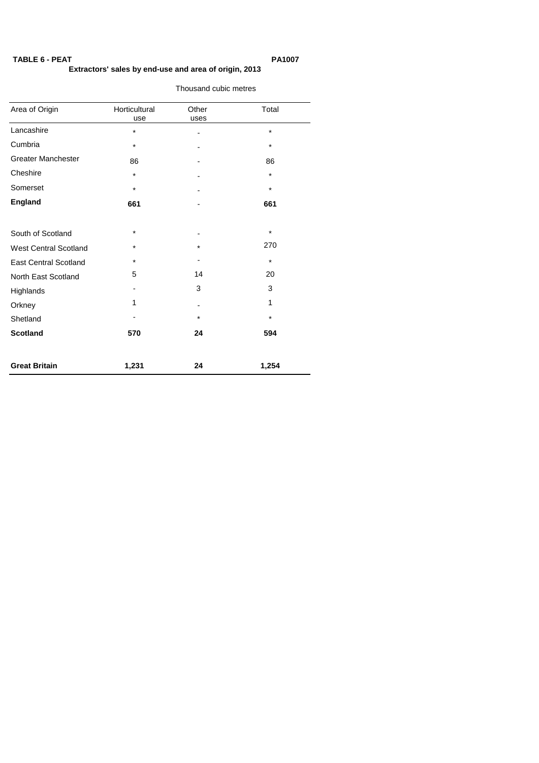**TABLE 6 - PEAT** **PA1007**

**Extractors' sales by end-use and area of origin, 2013**

Thousand cubic metres

| Area of Origin | Horticultural use | Other uses | Total |
|---|---|---|---|
| Lancashire | * | - | * |
| Cumbria | * | - | * |
| Greater Manchester | 86 | - | 86 |
| Cheshire | * | - | * |
| Somerset | * | - | * |
| **England** | **661** | - | **661** |
| | | | |
| South of Scotland | * | - | * |
| West Central Scotland | * | * | 270 |
| East Central Scotland | * | - | * |
| North East Scotland | 5 | 14 | 20 |
| Highlands | - | 3 | 3 |
| Orkney | 1 | - | 1 |
| Shetland | - | * | * |
| **Scotland** | **570** | **24** | **594** |
| | | | |
| **Great Britain** | **1,231** | **24** | **1,254** |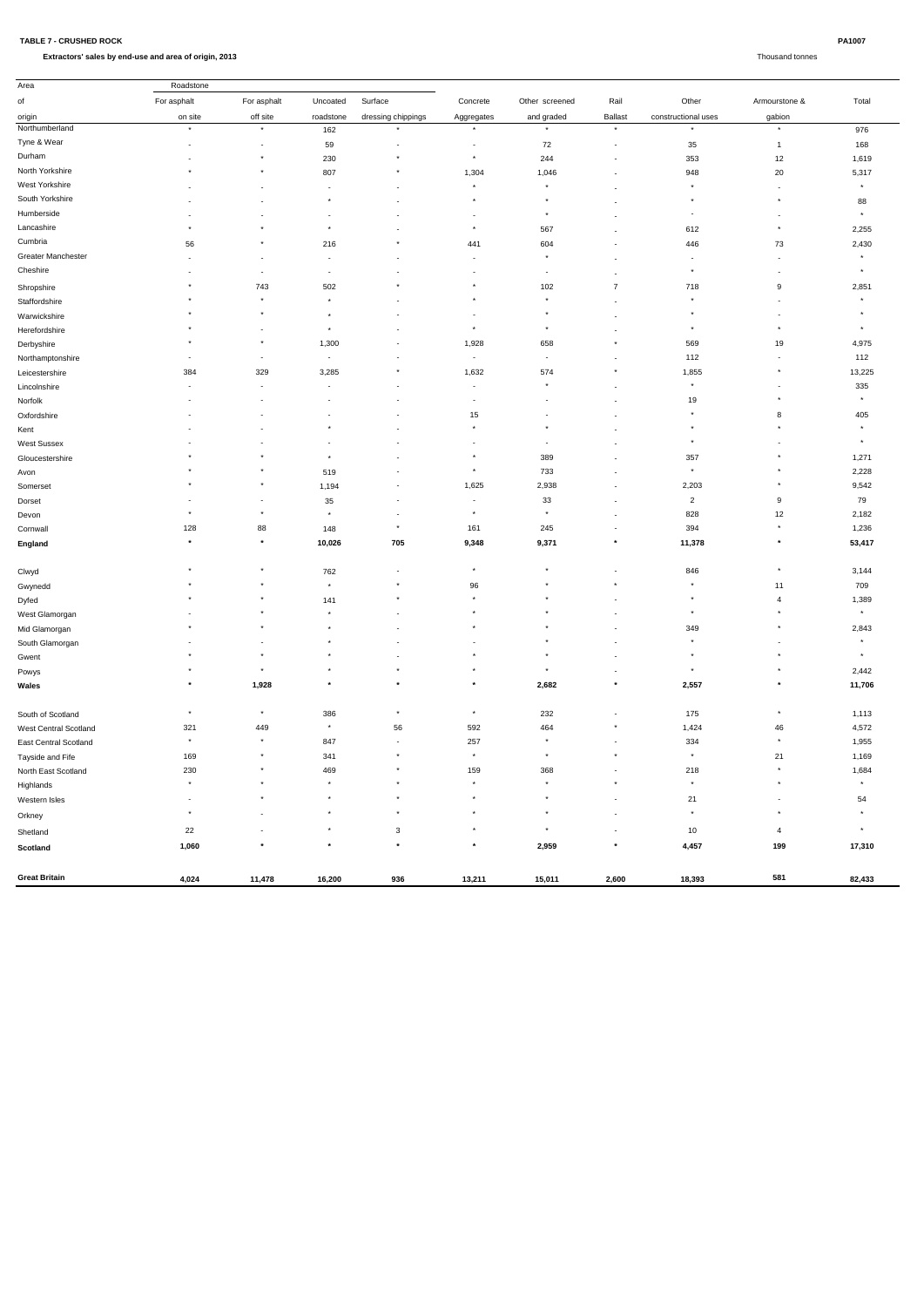**TABLE 7 - CRUSHED ROCK**

PA1007

**Extractors' sales by end-use and area of origin, 2013**

Thousand tonnes

| Area of origin | Roadstone For asphalt on site | For asphalt off site | Uncoated roadstone | Surface dressing chippings | Concrete Aggregates | Other screened and graded | Rail Ballast | Other constructional uses | Armourstone & gabion | Total |
|---|---|---|---|---|---|---|---|---|---|---|
| Northumberland | * | * | 162 | * | * | * | * | * | * | 976 |
| Tyne & Wear | - | - | 59 | - | - | 72 | - | 35 | 1 | 168 |
| Durham | - | * | 230 | * | * | 244 | - | 353 | 12 | 1,619 |
| North Yorkshire | * | * | 807 | * | 1,304 | 1,046 | - | 948 | 20 | 5,317 |
| West Yorkshire | - | - | - | - | * | * | - | * | - | * |
| South Yorkshire | - | - | * | - | * | * | - | * | * | 88 |
| Humberside | - | - | - | - | - | * | - | - | - | * |
| Lancashire | * | * | * | - | * | 567 | - | 612 | * | 2,255 |
| Cumbria | 56 | * | 216 | * | 441 | 604 | - | 446 | 73 | 2,430 |
| Greater Manchester | - | - | - | - | - | * | - | - | - | * |
| Cheshire | - | - | - | - | - | - | - | * | - | * |
| Shropshire | * | 743 | 502 | * | * | 102 | 7 | 718 | 9 | 2,851 |
| Staffordshire | * | * | * | - | * | * | - | * | - | * |
| Warwickshire | * | * | * | - | - | * | - | * | - | * |
| Herefordshire | * | - | * | - | * | * | - | * | * | * |
| Derbyshire | * | * | 1,300 | - | 1,928 | 658 | * | 569 | 19 | 4,975 |
| Northamptonshire | - | - | - | - | - | - | - | 112 | - | 112 |
| Leicestershire | 384 | 329 | 3,285 | * | 1,632 | 574 | * | 1,855 | * | 13,225 |
| Lincolnshire | - | - | - | - | - | * | - | * | - | 335 |
| Norfolk | - | - | - | - | - | - | - | 19 | * | * |
| Oxfordshire | - | - | - | - | 15 | - | - | * | 8 | 405 |
| Kent | - | - | * | - | * | * | - | * | * | * |
| West Sussex | - | - | - | - | - | - | - | * | - | * |
| Gloucestershire | * | * | * | - | * | 389 | - | 357 | * | 1,271 |
| Avon | * | * | 519 | - | * | 733 | - | * | * | 2,228 |
| Somerset | * | * | 1,194 | - | 1,625 | 2,938 | - | 2,203 | * | 9,542 |
| Dorset | - | - | 35 | - | - | 33 | - | 2 | 9 | 79 |
| Devon | * | * | * | - | * | * | - | 828 | 12 | 2,182 |
| Cornwall | 128 | 88 | 148 | * | 161 | 245 | - | 394 | * | 1,236 |
| **England** | * | * | **10,026** | **705** | **9,348** | **9,371** | * | **11,378** | * | **53,417** |
| Clwyd | * | * | 762 | - | * | * | - | 846 | * | 3,144 |
| Gwynedd | * | * | * | * | 96 | * | * | * | 11 | 709 |
| Dyfed | * | * | 141 | * | * | * | - | * | 4 | 1,389 |
| West Glamorgan | - | * | * | - | * | * | - | * | * | * |
| Mid Glamorgan | * | * | * | - | * | * | - | 349 | * | 2,843 |
| South Glamorgan | - | - | * | - | - | * | - | * | - | * |
| Gwent | * | * | * | - | * | * | - | * | * | * |
| Powys | * | * | * | * | * | * | - | * | * | 2,442 |
| **Wales** | * | **1,928** | * | * | * | **2,682** | * | **2,557** | * | **11,706** |
| South of Scotland | * | * | 386 | * | * | 232 | - | 175 | * | 1,113 |
| West Central Scotland | 321 | 449 | * | 56 | 592 | 464 | * | 1,424 | 46 | 4,572 |
| East Central Scotland | * | * | 847 | - | 257 | * | - | 334 | * | 1,955 |
| Tayside and Fife | 169 | * | 341 | * | * | * | * | * | 21 | 1,169 |
| North East Scotland | 230 | * | 469 | * | 159 | 368 | - | 218 | * | 1,684 |
| Highlands | * | * | * | * | * | * | * | * | * | * |
| Western Isles | - | * | * | * | * | * | - | 21 | - | 54 |
| Orkney | * | - | * | * | * | * | - | * | * | * |
| Shetland | 22 | - | * | 3 | * | * | - | 10 | 4 | * |
| **Scotland** | **1,060** | * | * | * | * | **2,959** | * | **4,457** | **199** | **17,310** |
| **Great Britain** | **4,024** | **11,478** | **16,200** | **936** | **13,211** | **15,011** | **2,600** | **18,393** | **581** | **82,433** |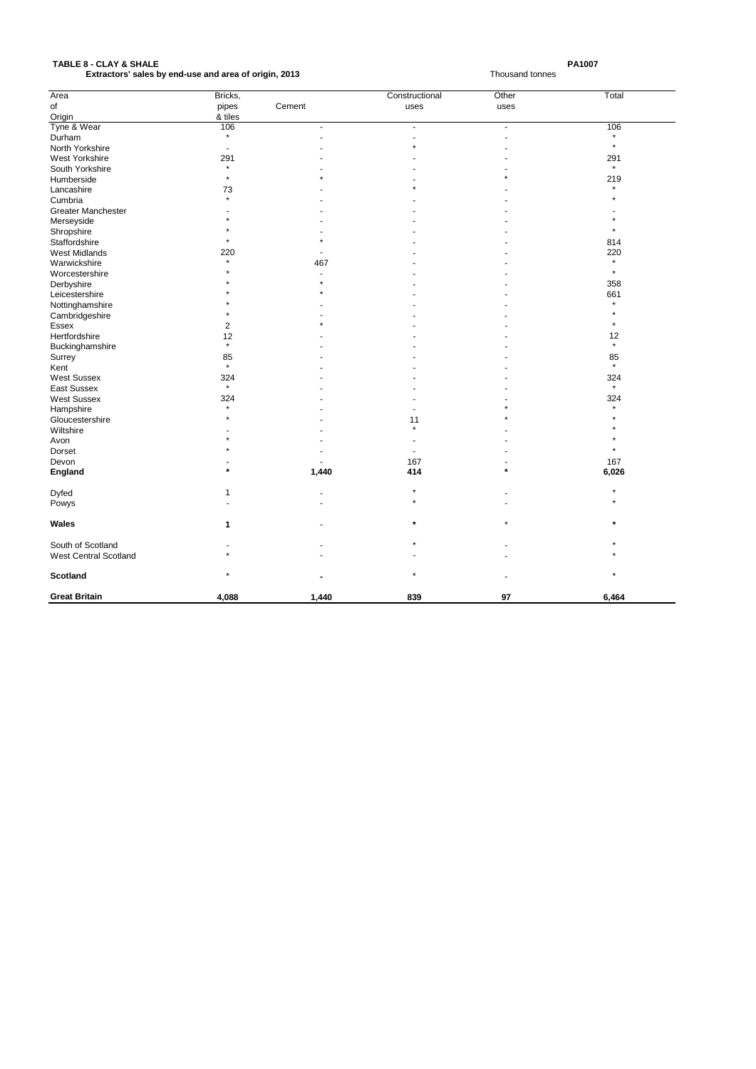**TABLE 8 - CLAY & SHALE** PA1007

**Extractors' sales by end-use and area of origin, 2013** Thousand tonnes

| Area of Origin | Bricks, pipes & tiles | Cement | Constructional uses | Other uses | Total |
|---|---|---|---|---|---|
| Tyne & Wear | 106 | - | - | - | 106 |
| Durham | * | - | - | - | * |
| North Yorkshire | - | - | * | - | * |
| West Yorkshire | 291 | - | - | - | 291 |
| South Yorkshire | * | - | - | - | * |
| Humberside | * | * | - | * | 219 |
| Lancashire | 73 | - | * | - | * |
| Cumbria | * | - | - | - | * |
| Greater Manchester | - | - | - | - | - |
| Merseyside | * | - | - | - | * |
| Shropshire | * | - | - | - | * |
| Staffordshire | * | * | - | - | 814 |
| West Midlands | 220 | - | - | - | 220 |
| Warwickshire | * | 467 | - | - | * |
| Worcestershire | * | - | - | - | * |
| Derbyshire | * | * | - | - | 358 |
| Leicestershire | * | * | - | - | 661 |
| Nottinghamshire | * | - | - | - | * |
| Cambridgeshire | * | - | - | - | * |
| Essex | 2 | * | - | - | * |
| Hertfordshire | 12 | - | - | - | 12 |
| Buckinghamshire | * | - | - | - | * |
| Surrey | 85 | - | - | - | 85 |
| Kent | * | - | - | - | * |
| West Sussex | 324 | - | - | - | 324 |
| East Sussex | * | - | - | - | * |
| West Sussex | 324 | - | - | - | 324 |
| Hampshire | * | - | - | * | * |
| Gloucestershire | * | - | 11 | * | * |
| Wiltshire | - | - | * | - | * |
| Avon | * | - | - | - | * |
| Dorset | * | - | - | - | * |
| Devon | - | - | 167 | - | 167 |
| **England** | * | **1,440** | **414** | * | **6,026** |
| Dyfed | 1 | - | * | - | * |
| Powys | - | - | * | - | * |
| **Wales** | **1** | - | * | * | * |
| South of Scotland | - | - | * | - | * |
| West Central Scotland | * | - | - | - | * |
| **Scotland** | * | - | * | - | * |
| **Great Britain** | **4,088** | **1,440** | **839** | **97** | **6,464** |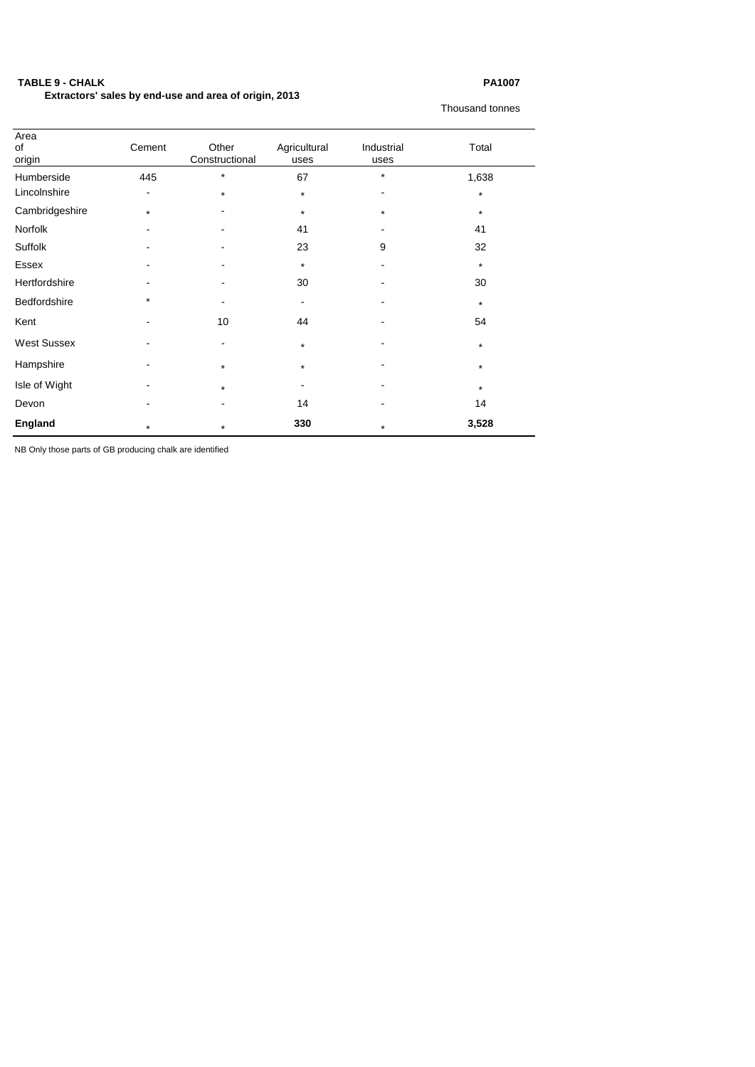**TABLE 9 - CHALK** **PA1007**

**Extractors' sales by end-use and area of origin, 2013**

Thousand tonnes

| Area of origin | Cement | Other Constructional | Agricultural uses | Industrial uses | Total |
|---|---|---|---|---|---|
| Humberside | 445 | * | 67 | * | 1,638 |
| Lincolnshire | - | * | * | - | * |
| Cambridgeshire | * | - | * | * | * |
| Norfolk | - | - | 41 | - | 41 |
| Suffolk | - | - | 23 | 9 | 32 |
| Essex | - | - | * | - | * |
| Hertfordshire | - | - | 30 | - | 30 |
| Bedfordshire | * | - | - | - | * |
| Kent | - | 10 | 44 | - | 54 |
| West Sussex | - | - | * | - | * |
| Hampshire | - | * | * | - | * |
| Isle of Wight | - | * | - | - | * |
| Devon | - | - | 14 | - | 14 |
| **England** | * | * | **330** | * | **3,528** |

NB Only those parts of GB producing chalk are identified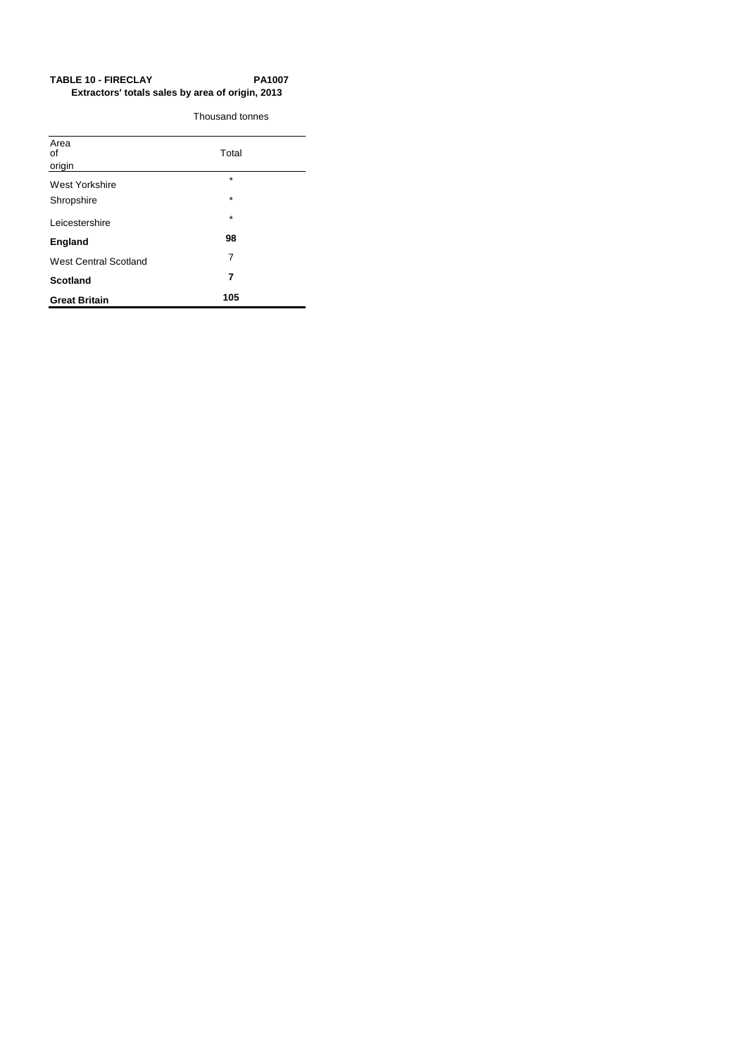**TABLE 10 - FIRECLAY** **PA1007**

**Extractors' totals sales by area of origin, 2013**

Thousand tonnes

| Area of origin | Total |
| --- | --- |
| West Yorkshire | * |
| Shropshire | * |
| Leicestershire | * |
| **England** | **98** |
| West Central Scotland | 7 |
| **Scotland** | **7** |
| **Great Britain** | **105** |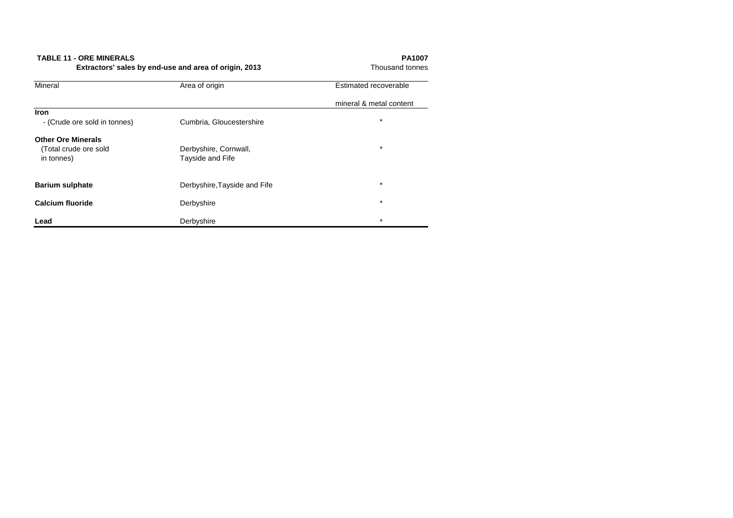**TABLE 11 - ORE MINERALS** **PA1007**

**Extractors' sales by end-use and area of origin, 2013** Thousand tonnes

| Mineral | Area of origin | Estimated recoverable mineral & metal content |
|---|---|---|
| **Iron** | | |
| - (Crude ore sold in tonnes) | Cumbria, Gloucestershire | * |
| **Other Ore Minerals** (Total crude ore sold in tonnes) | Derbyshire, Cornwall, Tayside and Fife | * |
| **Barium sulphate** | Derbyshire,Tayside and Fife | * |
| **Calcium fluoride** | Derbyshire | * |
| **Lead** | Derbyshire | * |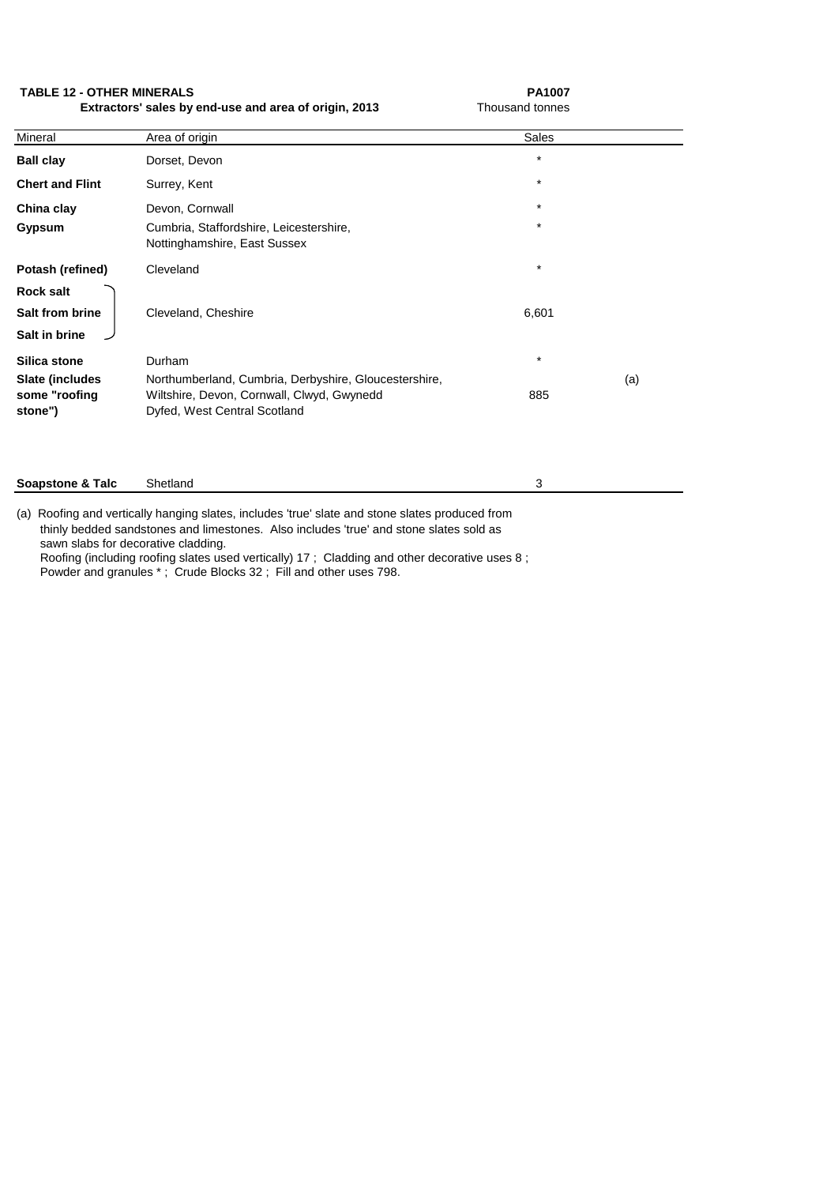**TABLE 12 - OTHER MINERALS** **PA1007**

**Extractors' sales by end-use and area of origin, 2013** Thousand tonnes

| Mineral | Area of origin | Sales | |
|---|---|---|---|
| **Ball clay** | Dorset, Devon | * | |
| **Chert and Flint** | Surrey, Kent | * | |
| **China clay** | Devon, Cornwall | * | |
| **Gypsum** | Cumbria, Staffordshire, Leicestershire, Nottinghamshire, East Sussex | * | |
| **Potash (refined)** | Cleveland | * | |
| **Rock salt**<br>**Salt from brine**<br>**Salt in brine** | Cleveland, Cheshire | 6,601 | |
| **Silica stone** | Durham | * | |
| **Slate (includes some "roofing stone")** | Northumberland, Cumbria, Derbyshire, Gloucestershire, Wiltshire, Devon, Cornwall, Clwyd, Gwynedd Dyfed, West Central Scotland | 885 | (a) |
| **Soapstone & Talc** | Shetland | 3 | |

(a) Roofing and vertically hanging slates, includes 'true' slate and stone slates produced from thinly bedded sandstones and limestones. Also includes 'true' and stone slates sold as sawn slabs for decorative cladding.
Roofing (including roofing slates used vertically) 17 ; Cladding and other decorative uses 8 ; Powder and granules * ; Crude Blocks 32 ; Fill and other uses 798.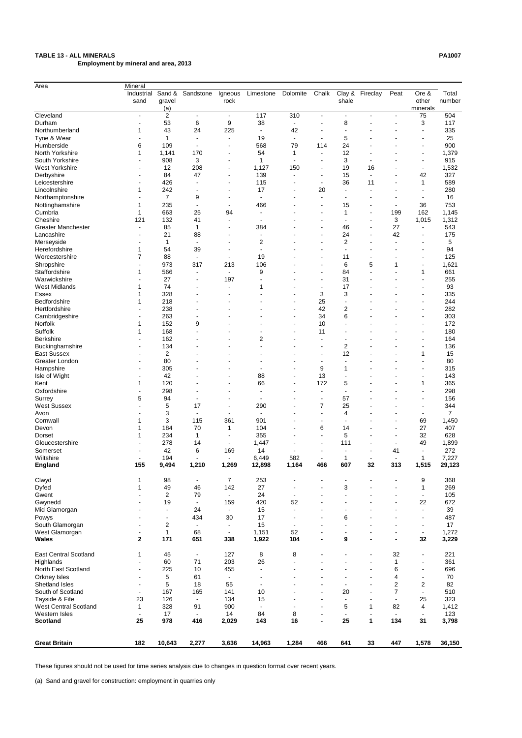**TABLE 13 - ALL MINERALS**

**Employment by mineral and area, 2013**

PA1007

| Area | Mineral | | | | | | | | | | | |
|---|---|---|---|---|---|---|---|---|---|---|---|---|
| | Industrial sand | Sand & gravel (a) | Sandstone | Igneous rock | Limestone | Dolomite | Chalk | Clay & shale | Fireclay | Peat | Ore & other minerals | Total number |
| Cleveland | - | 2 | - | - | 117 | 310 | - | - | - | - | 75 | 504 |
| Durham | - | 53 | 6 | 9 | 38 | - | - | 8 | - | - | 3 | 117 |
| Northumberland | 1 | 43 | 24 | 225 | - | 42 | - | - | - | - | - | 335 |
| Tyne & Wear | - | 1 | - | - | 19 | - | - | 5 | - | - | - | 25 |
| Humberside | 6 | 109 | - | - | 568 | 79 | 114 | 24 | - | - | - | 900 |
| North Yorkshire | 1 | 1,141 | 170 | - | 54 | 1 | - | 12 | - | - | - | 1,379 |
| South Yorkshire | - | 908 | 3 | - | 1 | - | - | 3 | - | - | - | 915 |
| West Yorkshire | - | 12 | 208 | - | 1,127 | 150 | - | 19 | 16 | - | - | 1,532 |
| Derbyshire | - | 84 | 47 | - | 139 | - | - | 15 | - | - | 42 | 327 |
| Leicestershire | - | 426 | - | - | 115 | - | - | 36 | 11 | - | 1 | 589 |
| Lincolnshire | 1 | 242 | - | - | 17 | - | 20 | - | - | - | - | 280 |
| Northamptonshire | - | 7 | 9 | - | - | - | - | - | - | - | - | 16 |
| Nottinghamshire | 1 | 235 | - | - | 466 | - | - | 15 | - | - | 36 | 753 |
| Cumbria | 1 | 663 | 25 | 94 | - | - | - | 1 | - | 199 | 162 | 1,145 |
| Cheshire | 121 | 132 | 41 | - | - | - | - | - | - | 3 | 1,015 | 1,312 |
| Greater Manchester | - | 85 | 1 | - | 384 | - | - | 46 | - | 27 | - | 543 |
| Lancashire | - | 21 | 88 | - | - | - | - | 24 | - | 42 | - | 175 |
| Merseyside | - | 1 | - | - | 2 | - | - | 2 | - | - | - | 5 |
| Herefordshire | 1 | 54 | 39 | - | - | - | - | - | - | - | - | 94 |
| Worcestershire | 7 | 88 | - | - | 19 | - | - | 11 | - | - | - | 125 |
| Shropshire | - | 973 | 317 | 213 | 106 | - | - | 6 | 5 | 1 | - | 1,621 |
| Staffordshire | 1 | 566 | - | - | 9 | - | - | 84 | - | - | 1 | 661 |
| Warwickshire | - | 27 | - | 197 | - | - | - | 31 | - | - | - | 255 |
| West Midlands | 1 | 74 | - | - | 1 | - | - | 17 | - | - | - | 93 |
| Essex | 1 | 328 | - | - | - | - | 3 | 3 | - | - | - | 335 |
| Bedfordshire | 1 | 218 | - | - | - | - | 25 | - | - | - | - | 244 |
| Hertfordshire | - | 238 | - | - | - | - | 42 | 2 | - | - | - | 282 |
| Cambridgeshire | - | 263 | - | - | - | - | 34 | 6 | - | - | - | 303 |
| Norfolk | 1 | 152 | 9 | - | - | - | 10 | - | - | - | - | 172 |
| Suffolk | 1 | 168 | - | - | - | - | 11 | - | - | - | - | 180 |
| Berkshire | - | 162 | - | - | 2 | - | - | - | - | - | - | 164 |
| Buckinghamshire | - | 134 | - | - | - | - | - | 2 | - | - | - | 136 |
| East Sussex | - | 2 | - | - | - | - | - | 12 | - | - | 1 | 15 |
| Greater London | - | 80 | - | - | - | - | - | - | - | - | - | 80 |
| Hampshire | - | 305 | - | - | - | - | 9 | 1 | - | - | - | 315 |
| Isle of Wight | - | 42 | - | - | 88 | - | 13 | - | - | - | - | 143 |
| Kent | 1 | 120 | - | - | 66 | - | 172 | 5 | - | - | 1 | 365 |
| Oxfordshire | - | 298 | - | - | - | - | - | - | - | - | - | 298 |
| Surrey | 5 | 94 | - | - | - | - | - | 57 | - | - | - | 156 |
| West Sussex | - | 5 | 17 | - | 290 | - | 7 | 25 | - | - | - | 344 |
| Avon | - | 3 | - | - | - | - | - | 4 | - | - | - | 7 |
| Cornwall | 1 | 3 | 115 | 361 | 901 | - | - | - | - | - | 69 | 1,450 |
| Devon | 1 | 184 | 70 | 1 | 104 | - | 6 | 14 | - | - | 27 | 407 |
| Dorset | 1 | 234 | 1 | - | 355 | - | - | 5 | - | - | 32 | 628 |
| Gloucestershire | - | 278 | 14 | - | 1,447 | - | - | 111 | - | - | 49 | 1,899 |
| Somerset | - | 42 | 6 | 169 | 14 | - | - | - | - | 41 | - | 272 |
| Wiltshire | - | 194 | - | - | 6,449 | 582 | - | 1 | - | - | 1 | 7,227 |
| **England** | **155** | **9,494** | **1,210** | **1,269** | **12,898** | **1,164** | **466** | **607** | **32** | **313** | **1,515** | **29,123** |
| Clwyd | 1 | 98 | - | 7 | 253 | - | - | - | - | - | 9 | 368 |
| Dyfed | 1 | 49 | 46 | 142 | 27 | - | - | 3 | - | - | 1 | 269 |
| Gwent | - | 2 | 79 | - | 24 | - | - | - | - | - | - | 105 |
| Gwynedd | - | 19 | - | 159 | 420 | 52 | - | - | - | - | 22 | 672 |
| Mid Glamorgan | - | - | 24 | - | 15 | - | - | - | - | - | - | 39 |
| Powys | - | - | 434 | 30 | 17 | - | - | 6 | - | - | - | 487 |
| South Glamorgan | - | 2 | - | - | 15 | - | - | - | - | - | - | 17 |
| West Glamorgan | - | 1 | 68 | - | 1,151 | 52 | - | - | - | - | - | 1,272 |
| **Wales** | **2** | **171** | **651** | **338** | **1,922** | **104** | **-** | **9** | **-** | **-** | **32** | **3,229** |
| East Central Scotland | 1 | 45 | - | 127 | 8 | 8 | - | - | - | 32 | - | 221 |
| Highlands | - | 60 | 71 | 203 | 26 | - | - | - | - | 1 | - | 361 |
| North East Scotland | - | 225 | 10 | 455 | - | - | - | - | - | 6 | - | 696 |
| Orkney Isles | - | 5 | 61 | - | - | - | - | - | - | 4 | - | 70 |
| Shetland Isles | - | 5 | 18 | 55 | - | - | - | - | - | 2 | 2 | 82 |
| South of Scotland | - | 167 | 165 | 141 | 10 | - | - | 20 | - | 7 | - | 510 |
| Tayside & Fife | 23 | 126 | - | 134 | 15 | - | - | - | - | - | 25 | 323 |
| West Central Scotland | 1 | 328 | 91 | 900 | - | - | - | 5 | 1 | 82 | 4 | 1,412 |
| Western Isles | - | 17 | - | 14 | 84 | 8 | - | - | - | - | - | 123 |
| **Scotland** | **25** | **978** | **416** | **2,029** | **143** | **16** | **-** | **25** | **1** | **134** | **31** | **3,798** |
| **Great Britain** | **182** | **10,643** | **2,277** | **3,636** | **14,963** | **1,284** | **466** | **641** | **33** | **447** | **1,578** | **36,150** |

These figures should not be used for time series analysis due to changes in question format over recent years.

(a) Sand and gravel for construction: employment in quarries only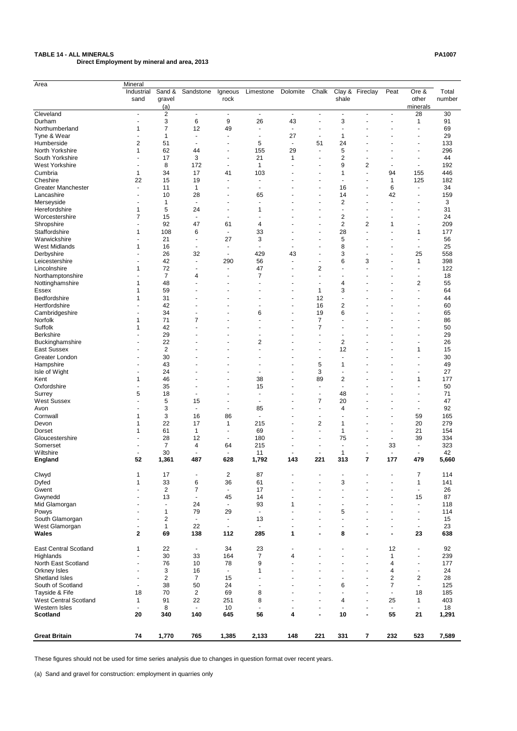**TABLE 14 - ALL MINERALS** PA1007

**Direct Employment by mineral and area, 2013**

| Area | Mineral | | | | | | | | | | | |
|---|---|---|---|---|---|---|---|---|---|---|---|---|
| | Industrial sand | Sand & gravel (a) | Sandstone | Igneous rock | Limestone | Dolomite | Chalk | Clay & shale | Fireclay | Peat | Ore & other minerals | Total number |
| Cleveland | - | 2 | - | - | - | - | - | - | - | - | 28 | 30 |
| Durham | - | 3 | 6 | 9 | 26 | 43 | - | 3 | - | - | 1 | 91 |
| Northumberland | 1 | 7 | 12 | 49 | - | - | - | - | - | - | - | 69 |
| Tyne & Wear | - | 1 | - | - | - | 27 | - | 1 | - | - | - | 29 |
| Humberside | 2 | 51 | - | - | 5 | - | 51 | 24 | - | - | - | 133 |
| North Yorkshire | 1 | 62 | 44 | - | 155 | 29 | - | 5 | - | - | - | 296 |
| South Yorkshire | - | 17 | 3 | - | 21 | 1 | - | 2 | - | - | - | 44 |
| West Yorkshire | - | 8 | 172 | - | 1 | - | - | 9 | 2 | - | - | 192 |
| Cumbria | 1 | 34 | 17 | 41 | 103 | - | - | 1 | - | 94 | 155 | 446 |
| Cheshire | 22 | 15 | 19 | - | - | - | - | - | - | 1 | 125 | 182 |
| Greater Manchester | - | 11 | 1 | - | - | - | - | 16 | - | 6 | - | 34 |
| Lancashire | - | 10 | 28 | - | 65 | - | - | 14 | - | 42 | - | 159 |
| Merseyside | - | 1 | - | - | - | - | - | 2 | - | - | - | 3 |
| Herefordshire | 1 | 5 | 24 | - | 1 | - | - | - | - | - | - | 31 |
| Worcestershire | 7 | 15 | - | - | - | - | - | 2 | - | - | - | 24 |
| Shropshire | - | 92 | 47 | 61 | 4 | - | - | 2 | 2 | 1 | - | 209 |
| Staffordshire | 1 | 108 | 6 | - | 33 | - | - | 28 | - | - | 1 | 177 |
| Warwickshire | - | 21 | - | 27 | 3 | - | - | 5 | - | - | - | 56 |
| West Midlands | 1 | 16 | - | - | - | - | - | 8 | - | - | - | 25 |
| Derbyshire | - | 26 | 32 | - | 429 | 43 | - | 3 | - | - | 25 | 558 |
| Leicestershire | - | 42 | - | 290 | 56 | - | - | 6 | 3 | - | 1 | 398 |
| Lincolnshire | 1 | 72 | - | - | 47 | - | 2 | - | - | - | - | 122 |
| Northamptonshire | - | 7 | 4 | - | 7 | - | - | - | - | - | - | 18 |
| Nottinghamshire | 1 | 48 | - | - | - | - | - | 4 | - | - | 2 | 55 |
| Essex | 1 | 59 | - | - | - | - | 1 | 3 | - | - | - | 64 |
| Bedfordshire | 1 | 31 | - | - | - | - | 12 | - | - | - | - | 44 |
| Hertfordshire | - | 42 | - | - | - | - | 16 | 2 | - | - | - | 60 |
| Cambridgeshire | - | 34 | - | - | 6 | - | 19 | 6 | - | - | - | 65 |
| Norfolk | 1 | 71 | 7 | - | - | - | 7 | - | - | - | - | 86 |
| Suffolk | 1 | 42 | - | - | - | - | 7 | - | - | - | - | 50 |
| Berkshire | - | 29 | - | - | - | - | - | - | - | - | - | 29 |
| Buckinghamshire | - | 22 | - | - | 2 | - | - | 2 | - | - | - | 26 |
| East Sussex | - | 2 | - | - | - | - | - | 12 | - | - | 1 | 15 |
| Greater London | - | 30 | - | - | - | - | - | - | - | - | - | 30 |
| Hampshire | - | 43 | - | - | - | - | 5 | 1 | - | - | - | 49 |
| Isle of Wight | - | 24 | - | - | - | - | 3 | - | - | - | - | 27 |
| Kent | 1 | 46 | - | - | 38 | - | 89 | 2 | - | - | 1 | 177 |
| Oxfordshire | - | 35 | - | - | 15 | - | - | - | - | - | - | 50 |
| Surrey | 5 | 18 | - | - | - | - | - | 48 | - | - | - | 71 |
| West Sussex | - | 5 | 15 | - | - | - | 7 | 20 | - | - | - | 47 |
| Avon | - | 3 | - | - | 85 | - | - | 4 | - | - | - | 92 |
| Cornwall | 1 | 3 | 16 | 86 | - | - | - | - | - | - | 59 | 165 |
| Devon | 1 | 22 | 17 | 1 | 215 | - | 2 | 1 | - | - | 20 | 279 |
| Dorset | 1 | 61 | 1 | - | 69 | - | - | 1 | - | - | 21 | 154 |
| Gloucestershire | - | 28 | 12 | - | 180 | - | - | 75 | - | - | 39 | 334 |
| Somerset | - | 7 | 4 | 64 | 215 | - | - | - | - | 33 | - | 323 |
| Wiltshire | - | 30 | - | - | 11 | - | - | 1 | - | - | - | 42 |
| **England** | **52** | **1,361** | **487** | **628** | **1,792** | **143** | **221** | **313** | **7** | **177** | **479** | **5,660** |
| Clwyd | 1 | 17 | - | 2 | 87 | - | - | - | - | - | 7 | 114 |
| Dyfed | 1 | 33 | 6 | 36 | 61 | - | - | 3 | - | - | 1 | 141 |
| Gwent | - | 2 | 7 | - | 17 | - | - | - | - | - | - | 26 |
| Gwynedd | - | 13 | - | 45 | 14 | - | - | - | - | - | 15 | 87 |
| Mid Glamorgan | - | - | 24 | - | 93 | 1 | - | - | - | - | - | 118 |
| Powys | - | 1 | 79 | 29 | - | - | - | 5 | - | - | - | 114 |
| South Glamorgan | - | 2 | - | - | 13 | - | - | - | - | - | - | 15 |
| West Glamorgan | - | 1 | 22 | - | - | - | - | - | - | - | - | 23 |
| **Wales** | **2** | **69** | **138** | **112** | **285** | **1** | **-** | **8** | **-** | **-** | **23** | **638** |
| East Central Scotland | 1 | 22 | - | 34 | 23 | - | - | - | - | 12 | - | 92 |
| Highlands | - | 30 | 33 | 164 | 7 | 4 | - | - | - | 1 | - | 239 |
| North East Scotland | - | 76 | 10 | 78 | 9 | - | - | - | - | 4 | - | 177 |
| Orkney Isles | - | 3 | 16 | - | 1 | - | - | - | - | 4 | - | 24 |
| Shetland Isles | - | 2 | 7 | 15 | - | - | - | - | - | 2 | 2 | 28 |
| South of Scotland | - | 38 | 50 | 24 | - | - | - | 6 | - | 7 | - | 125 |
| Tayside & Fife | 18 | 70 | 2 | 69 | 8 | - | - | - | - | - | 18 | 185 |
| West Central Scotland | 1 | 91 | 22 | 251 | 8 | - | - | 4 | - | 25 | 1 | 403 |
| Western Isles | - | 8 | - | 10 | - | - | - | - | - | - | - | 18 |
| **Scotland** | **20** | **340** | **140** | **645** | **56** | **4** | **-** | **10** | **-** | **55** | **21** | **1,291** |
| **Great Britain** | **74** | **1,770** | **765** | **1,385** | **2,133** | **148** | **221** | **331** | **7** | **232** | **523** | **7,589** |

These figures should not be used for time series analysis due to changes in question format over recent years.

(a) Sand and gravel for construction: employment in quarries only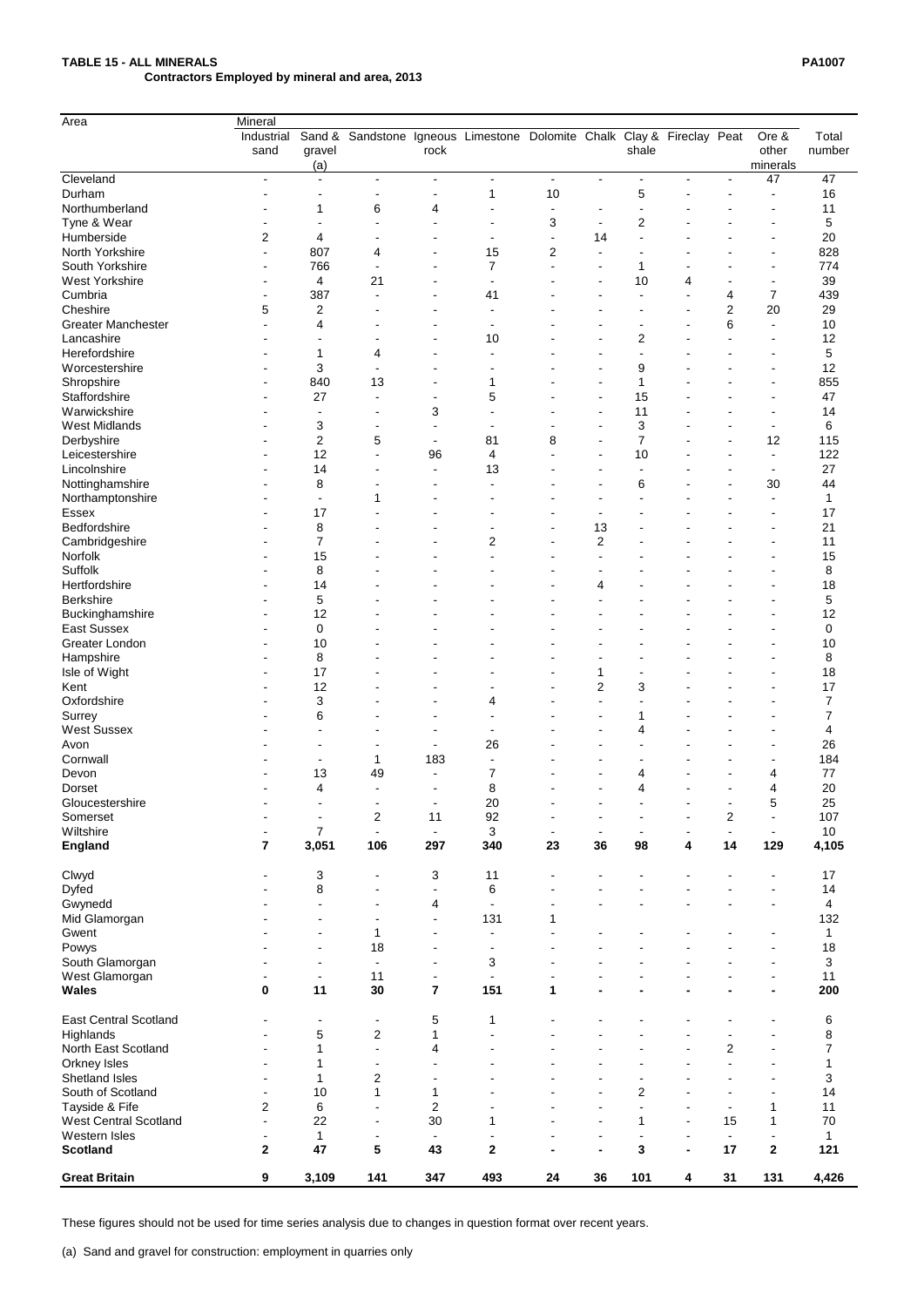**TABLE 15 - ALL MINERALS** **PA1007**

**Contractors Employed by mineral and area, 2013**

| Area | Mineral | | | | | | | | | | | |
|---|---|---|---|---|---|---|---|---|---|---|---|---|
| | Industrial sand | Sand & gravel (a) | Sandstone | Igneous rock | Limestone | Dolomite | Chalk | Clay & shale | Fireclay | Peat | Ore & other minerals | Total number |
| Cleveland | - | - | - | - | - | - | - | - | - | - | 47 | 47 |
| Durham | - | - | - | - | 1 | 10 | | 5 | - | - | - | 16 |
| Northumberland | - | 1 | 6 | 4 | - | - | - | - | - | - | - | 11 |
| Tyne & Wear | - | - | - | - | - | 3 | - | 2 | - | - | - | 5 |
| Humberside | 2 | 4 | - | - | - | - | 14 | - | - | - | - | 20 |
| North Yorkshire | - | 807 | 4 | - | 15 | 2 | - | - | - | - | - | 828 |
| South Yorkshire | - | 766 | - | - | 7 | - | - | 1 | - | - | - | 774 |
| West Yorkshire | - | 4 | 21 | - | - | - | - | 10 | 4 | - | - | 39 |
| Cumbria | - | 387 | - | - | 41 | - | - | - | - | 4 | 7 | 439 |
| Cheshire | 5 | 2 | - | - | - | - | - | - | - | 2 | 20 | 29 |
| Greater Manchester | - | 4 | - | - | - | - | - | - | - | 6 | - | 10 |
| Lancashire | - | - | - | - | 10 | - | - | 2 | - | - | - | 12 |
| Herefordshire | - | 1 | 4 | - | - | - | - | - | - | - | - | 5 |
| Worcestershire | - | 3 | - | - | - | - | - | 9 | - | - | - | 12 |
| Shropshire | - | 840 | 13 | - | 1 | - | - | 1 | - | - | - | 855 |
| Staffordshire | - | 27 | - | - | 5 | - | - | 15 | - | - | - | 47 |
| Warwickshire | - | - | - | 3 | - | - | - | 11 | - | - | - | 14 |
| West Midlands | - | 3 | - | - | - | - | - | 3 | - | - | - | 6 |
| Derbyshire | - | 2 | 5 | - | 81 | 8 | - | 7 | - | - | 12 | 115 |
| Leicestershire | - | 12 | - | 96 | 4 | - | - | 10 | - | - | - | 122 |
| Lincolnshire | - | 14 | - | - | 13 | - | - | - | - | - | - | 27 |
| Nottinghamshire | - | 8 | - | - | - | - | - | 6 | - | - | 30 | 44 |
| Northamptonshire | - | - | 1 | - | - | - | - | - | - | - | - | 1 |
| Essex | - | 17 | - | - | - | - | - | - | - | - | - | 17 |
| Bedfordshire | - | 8 | - | - | - | - | 13 | - | - | - | - | 21 |
| Cambridgeshire | - | 7 | - | - | 2 | - | 2 | - | - | - | - | 11 |
| Norfolk | - | 15 | - | - | - | - | - | - | - | - | - | 15 |
| Suffolk | - | 8 | - | - | - | - | - | - | - | - | - | 8 |
| Hertfordshire | - | 14 | - | - | - | - | 4 | - | - | - | - | 18 |
| Berkshire | - | 5 | - | - | - | - | - | - | - | - | - | 5 |
| Buckinghamshire | - | 12 | - | - | - | - | - | - | - | - | - | 12 |
| East Sussex | - | 0 | - | - | - | - | - | - | - | - | - | 0 |
| Greater London | - | 10 | - | - | - | - | - | - | - | - | - | 10 |
| Hampshire | - | 8 | - | - | - | - | - | - | - | - | - | 8 |
| Isle of Wight | - | 17 | - | - | - | - | 1 | - | - | - | - | 18 |
| Kent | - | 12 | - | - | - | - | 2 | 3 | - | - | - | 17 |
| Oxfordshire | - | 3 | - | - | 4 | - | - | - | - | - | - | 7 |
| Surrey | - | 6 | - | - | - | - | - | 1 | - | - | - | 7 |
| West Sussex | - | - | - | - | - | - | - | 4 | - | - | - | 4 |
| Avon | - | - | - | - | 26 | - | - | - | - | - | - | 26 |
| Cornwall | - | - | 1 | 183 | - | - | - | - | - | - | - | 184 |
| Devon | - | 13 | 49 | - | 7 | - | - | 4 | - | - | 4 | 77 |
| Dorset | - | 4 | - | - | 8 | - | - | 4 | - | - | 4 | 20 |
| Gloucestershire | - | - | - | - | 20 | - | - | - | - | - | 5 | 25 |
| Somerset | - | - | 2 | 11 | 92 | - | - | - | - | 2 | - | 107 |
| Wiltshire | - | 7 | - | - | 3 | - | - | - | - | - | - | 10 |
| **England** | **7** | **3,051** | **106** | **297** | **340** | **23** | **36** | **98** | **4** | **14** | **129** | **4,105** |
| Clwyd | - | 3 | - | 3 | 11 | - | - | - | - | - | - | 17 |
| Dyfed | - | 8 | - | - | 6 | - | - | - | - | - | - | 14 |
| Gwynedd | - | - | - | 4 | - | - | - | - | - | - | - | 4 |
| Mid Glamorgan | - | - | - | - | 131 | 1 | | | | | | 132 |
| Gwent | - | - | 1 | - | - | - | - | - | - | - | - | 1 |
| Powys | - | - | 18 | - | - | - | - | - | - | - | - | 18 |
| South Glamorgan | - | - | - | - | 3 | - | - | - | - | - | - | 3 |
| West Glamorgan | - | - | 11 | - | - | - | - | - | - | - | - | 11 |
| **Wales** | **0** | **11** | **30** | **7** | **151** | **1** | **-** | **-** | **-** | **-** | **-** | **200** |
| East Central Scotland | - | - | - | 5 | 1 | - | - | - | - | - | - | 6 |
| Highlands | - | 5 | 2 | 1 | - | - | - | - | - | - | - | 8 |
| North East Scotland | - | 1 | - | 4 | - | - | - | - | - | 2 | - | 7 |
| Orkney Isles | - | 1 | - | - | - | - | - | - | - | - | - | 1 |
| Shetland Isles | - | 1 | 2 | - | - | - | - | - | - | - | - | 3 |
| South of Scotland | - | 10 | 1 | 1 | - | - | - | 2 | - | - | - | 14 |
| Tayside & Fife | 2 | 6 | - | 2 | - | - | - | - | - | - | 1 | 11 |
| West Central Scotland | - | 22 | - | 30 | 1 | - | - | 1 | - | 15 | 1 | 70 |
| Western Isles | - | 1 | - | - | - | - | - | - | - | - | - | 1 |
| **Scotland** | **2** | **47** | **5** | **43** | **2** | **-** | **-** | **3** | **-** | **17** | **2** | **121** |
| **Great Britain** | **9** | **3,109** | **141** | **347** | **493** | **24** | **36** | **101** | **4** | **31** | **131** | **4,426** |

These figures should not be used for time series analysis due to changes in question format over recent years.

(a) Sand and gravel for construction: employment in quarries only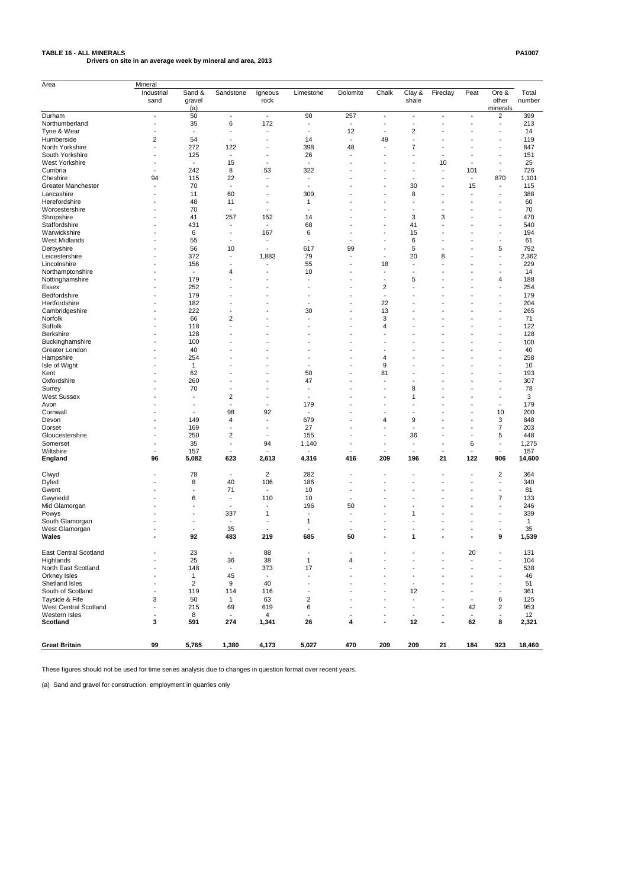**TABLE 16 - ALL MINERALS** **PA1007**

**Drivers on site in an average week by mineral and area, 2013**

| Area | Mineral | | | | | | | | | | | |
|---|---|---|---|---|---|---|---|---|---|---|---|---|
| | Industrial sand | Sand & gravel (a) | Sandstone | Igneous rock | Limestone | Dolomite | Chalk | Clay & shale | Fireclay | Peat | Ore & other minerals | Total number |
| Durham | - | 50 | - | - | 90 | 257 | - | - | - | - | 2 | 399 |
| Northumberland | - | 35 | 6 | 172 | - | - | - | - | - | - | - | 213 |
| Tyne & Wear | - | - | - | - | - | 12 | - | 2 | - | - | - | 14 |
| Humberside | 2 | 54 | - | - | 14 | - | 49 | - | - | - | - | 119 |
| North Yorkshire | - | 272 | 122 | - | 398 | 48 | - | 7 | - | - | - | 847 |
| South Yorkshire | - | 125 | - | - | 26 | - | - | - | - | - | - | 151 |
| West Yorkshire | - | - | 15 | - | - | - | - | - | 10 | - | - | 25 |
| Cumbria | - | 242 | 8 | 53 | 322 | - | - | - | - | 101 | - | 726 |
| Cheshire | 94 | 115 | 22 | - | - | - | - | - | - | - | 870 | 1,101 |
| Greater Manchester | - | 70 | - | - | - | - | - | 30 | - | 15 | - | 115 |
| Lancashire | - | 11 | 60 | - | 309 | - | - | 8 | - | - | - | 388 |
| Herefordshire | - | 48 | 11 | - | 1 | - | - | - | - | - | - | 60 |
| Worcestershire | - | 70 | - | - | - | - | - | - | - | - | - | 70 |
| Shropshire | - | 41 | 257 | 152 | 14 | - | - | 3 | 3 | - | - | 470 |
| Staffordshire | - | 431 | - | - | 68 | - | - | 41 | - | - | - | 540 |
| Warwickshire | - | 6 | - | 167 | 6 | - | - | 15 | - | - | - | 194 |
| West Midlands | - | 55 | - | - | - | - | - | 6 | - | - | - | 61 |
| Derbyshire | - | 56 | 10 | - | 617 | 99 | - | 5 | - | - | 5 | 792 |
| Leicestershire | - | 372 | - | 1,883 | 79 | - | - | 20 | 8 | - | - | 2,362 |
| Lincolnshire | - | 156 | - | - | 55 | - | 18 | - | - | - | - | 229 |
| Northamptonshire | - | - | 4 | - | 10 | - | - | - | - | - | - | 14 |
| Nottinghamshire | - | 179 | - | - | - | - | - | 5 | - | - | 4 | 188 |
| Essex | - | 252 | - | - | - | - | 2 | - | - | - | - | 254 |
| Bedfordshire | - | 179 | - | - | - | - | - | - | - | - | - | 179 |
| Hertfordshire | - | 182 | - | - | - | - | 22 | - | - | - | - | 204 |
| Cambridgeshire | - | 222 | - | - | 30 | - | 13 | - | - | - | - | 265 |
| Norfolk | - | 66 | 2 | - | - | - | 3 | - | - | - | - | 71 |
| Suffolk | - | 118 | - | - | - | - | 4 | - | - | - | - | 122 |
| Berkshire | - | 128 | - | - | - | - | - | - | - | - | - | 128 |
| Buckinghamshire | - | 100 | - | - | - | - | - | - | - | - | - | 100 |
| Greater London | - | 40 | - | - | - | - | - | - | - | - | - | 40 |
| Hampshire | - | 254 | - | - | - | - | 4 | - | - | - | - | 258 |
| Isle of Wight | - | 1 | - | - | - | - | 9 | - | - | - | - | 10 |
| Kent | - | 62 | - | - | 50 | - | 81 | - | - | - | - | 193 |
| Oxfordshire | - | 260 | - | - | 47 | - | - | - | - | - | - | 307 |
| Surrey | - | 70 | - | - | - | - | - | 8 | - | - | - | 78 |
| West Sussex | - | - | 2 | - | - | - | - | 1 | - | - | - | 3 |
| Avon | - | - | - | - | 179 | - | - | - | - | - | - | 179 |
| Cornwall | - | - | 98 | 92 | - | - | - | - | - | - | 10 | 200 |
| Devon | - | 149 | 4 | - | 679 | - | 4 | 9 | - | - | 3 | 848 |
| Dorset | - | 169 | - | - | 27 | - | - | - | - | - | 7 | 203 |
| Gloucestershire | - | 250 | 2 | - | 155 | - | - | 36 | - | - | 5 | 448 |
| Somerset | - | 35 | - | 94 | 1,140 | - | - | - | - | 6 | - | 1,275 |
| Wiltshire | - | 157 | - | - | - | - | - | - | - | - | - | 157 |
| **England** | **96** | **5,082** | **623** | **2,613** | **4,316** | **416** | **209** | **196** | **21** | **122** | **906** | **14,600** |
| Clwyd | - | 78 | - | 2 | 282 | - | - | - | - | - | 2 | 364 |
| Dyfed | - | 8 | 40 | 106 | 186 | - | - | - | - | - | - | 340 |
| Gwent | - | - | 71 | - | 10 | - | - | - | - | - | - | 81 |
| Gwynedd | - | 6 | - | 110 | 10 | - | - | - | - | - | 7 | 133 |
| Mid Glamorgan | - | - | - | - | 196 | 50 | - | - | - | - | - | 246 |
| Powys | - | - | 337 | 1 | - | - | - | 1 | - | - | - | 339 |
| South Glamorgan | - | - | - | - | 1 | - | - | - | - | - | - | 1 |
| West Glamorgan | - | - | 35 | - | - | - | - | - | - | - | - | 35 |
| **Wales** | **-** | **92** | **483** | **219** | **685** | **50** | **-** | **1** | **-** | **-** | **9** | **1,539** |
| East Central Scotland | - | 23 | - | 88 | - | - | - | - | - | 20 | - | 131 |
| Highlands | - | 25 | 36 | 38 | 1 | 4 | - | - | - | - | - | 104 |
| North East Scotland | - | 148 | - | 373 | 17 | - | - | - | - | - | - | 538 |
| Orkney Isles | - | 1 | 45 | - | - | - | - | - | - | - | - | 46 |
| Shetland Isles | - | 2 | 9 | 40 | - | - | - | - | - | - | - | 51 |
| South of Scotland | - | 119 | 114 | 116 | - | - | - | 12 | - | - | - | 361 |
| Tayside & Fife | 3 | 50 | 1 | 63 | 2 | - | - | - | - | - | 6 | 125 |
| West Central Scotland | - | 215 | 69 | 619 | 6 | - | - | - | - | 42 | 2 | 953 |
| Western Isles | - | 8 | - | 4 | - | - | - | - | - | - | - | 12 |
| **Scotland** | **3** | **591** | **274** | **1,341** | **26** | **4** | **-** | **12** | **-** | **62** | **8** | **2,321** |
| **Great Britain** | **99** | **5,765** | **1,380** | **4,173** | **5,027** | **470** | **209** | **209** | **21** | **184** | **923** | **18,460** |

These figures should not be used for time series analysis due to changes in question format over recent years.

(a) Sand and gravel for construction: employment in quarries only